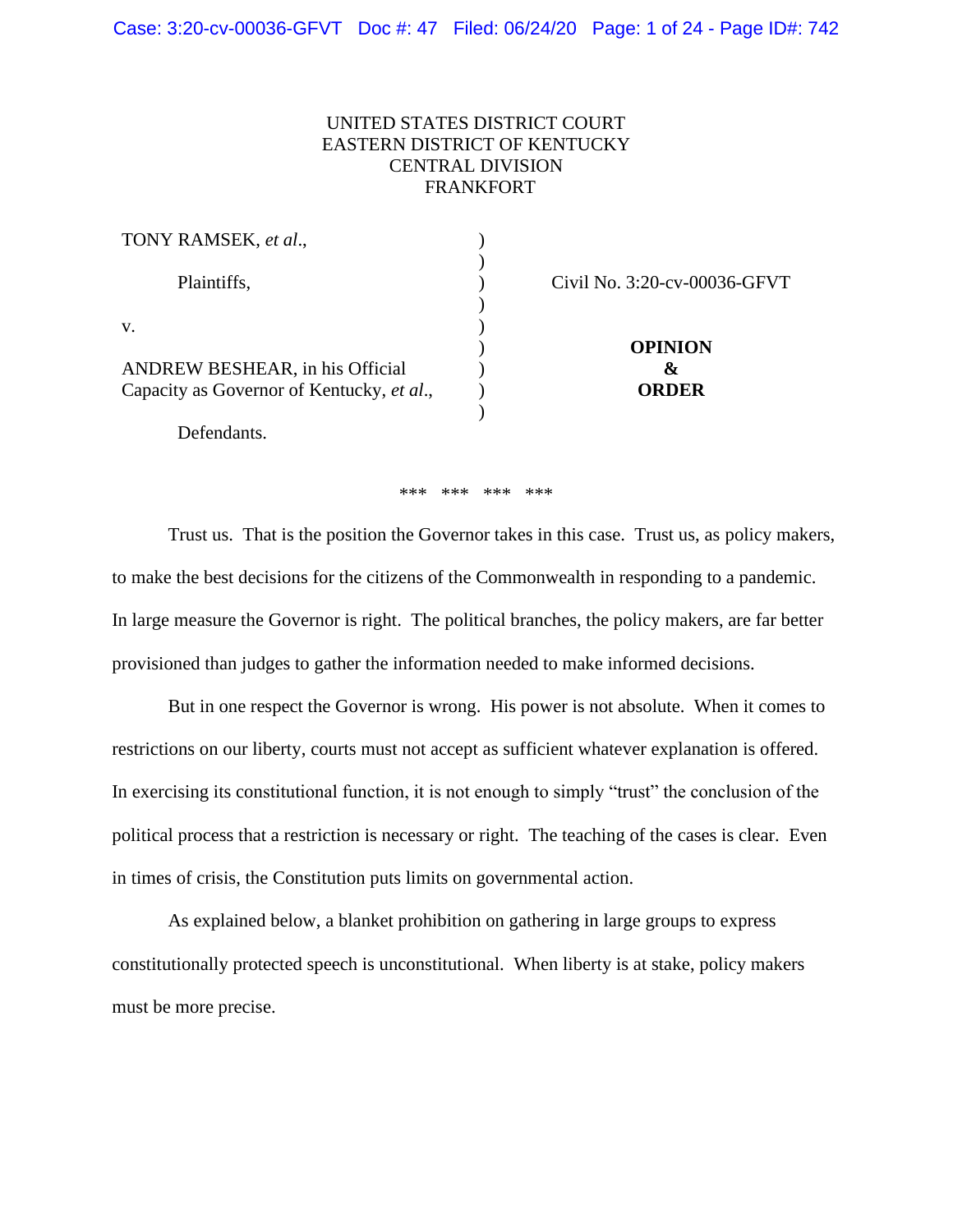UNITED STATES DISTRICT COURT
EASTERN DISTRICT OF KENTUCKY
CENTRAL DIVISION
FRANKFORT

| | | |
|---|---|---|
| TONY RAMSEK, *et al*., | ) | |
| | ) | |
| Plaintiffs, | ) | Civil No. 3:20-cv-00036-GFVT |
| | ) | |
| v. | ) | |
| | ) | **OPINION** |
| ANDREW BESHEAR, in his Official Capacity as Governor of Kentucky, *et al*., | ) | **&** |
| | ) | **ORDER** |
| Defendants. | ) | |

*** *** *** ***

Trust us. That is the position the Governor takes in this case. Trust us, as policy makers, to make the best decisions for the citizens of the Commonwealth in responding to a pandemic. In large measure the Governor is right. The political branches, the policy makers, are far better provisioned than judges to gather the information needed to make informed decisions.

But in one respect the Governor is wrong. His power is not absolute. When it comes to restrictions on our liberty, courts must not accept as sufficient whatever explanation is offered. In exercising its constitutional function, it is not enough to simply "trust" the conclusion of the political process that a restriction is necessary or right. The teaching of the cases is clear. Even in times of crisis, the Constitution puts limits on governmental action.

As explained below, a blanket prohibition on gathering in large groups to express constitutionally protected speech is unconstitutional. When liberty is at stake, policy makers must be more precise.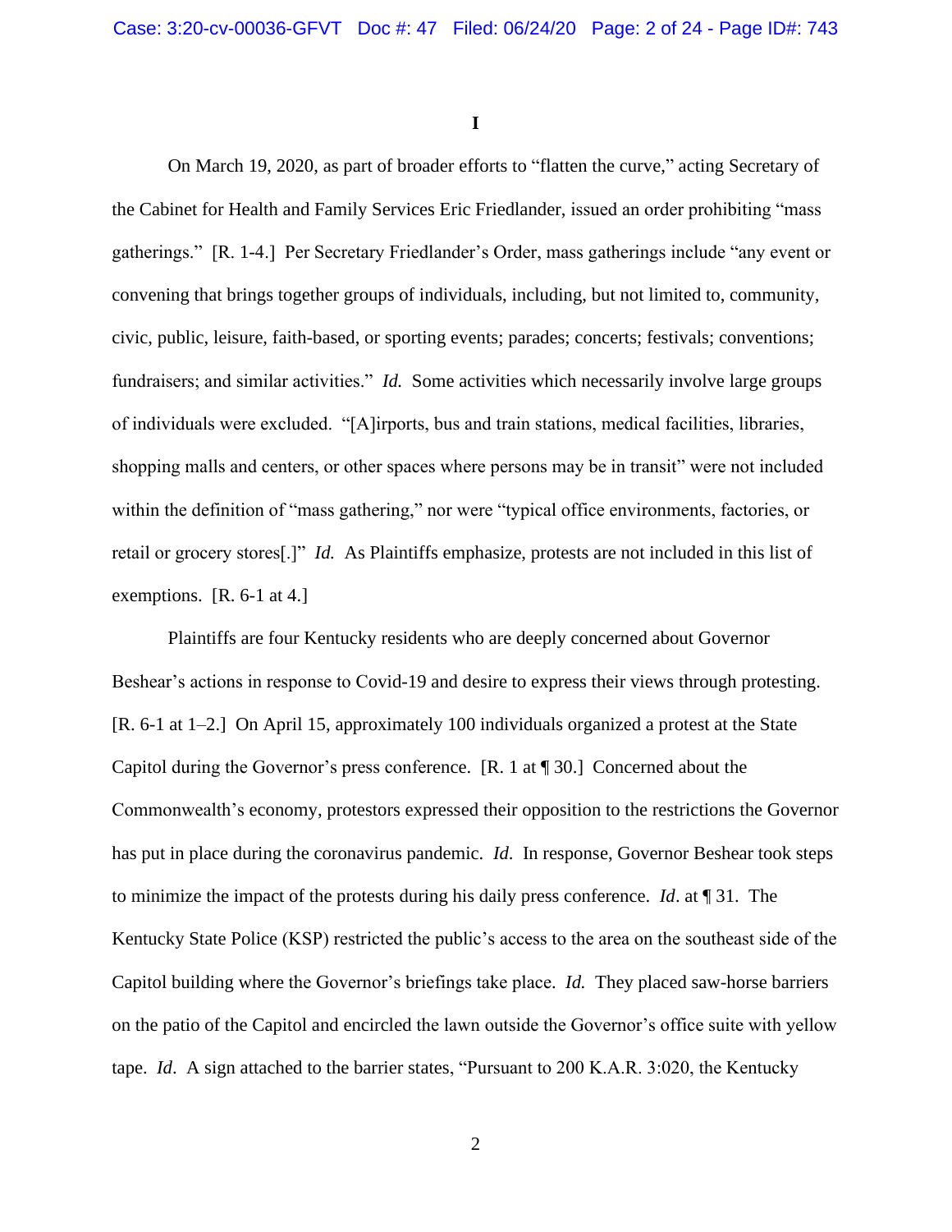# I

On March 19, 2020, as part of broader efforts to "flatten the curve," acting Secretary of the Cabinet for Health and Family Services Eric Friedlander, issued an order prohibiting "mass gatherings." [R. 1-4.] Per Secretary Friedlander's Order, mass gatherings include "any event or convening that brings together groups of individuals, including, but not limited to, community, civic, public, leisure, faith-based, or sporting events; parades; concerts; festivals; conventions; fundraisers; and similar activities." *Id.* Some activities which necessarily involve large groups of individuals were excluded. "[A]irports, bus and train stations, medical facilities, libraries, shopping malls and centers, or other spaces where persons may be in transit" were not included within the definition of "mass gathering," nor were "typical office environments, factories, or retail or grocery stores[.]" *Id.* As Plaintiffs emphasize, protests are not included in this list of exemptions. [R. 6-1 at 4.]

Plaintiffs are four Kentucky residents who are deeply concerned about Governor Beshear's actions in response to Covid-19 and desire to express their views through protesting. [R. 6-1 at 1–2.] On April 15, approximately 100 individuals organized a protest at the State Capitol during the Governor's press conference. [R. 1 at ¶ 30.] Concerned about the Commonwealth's economy, protestors expressed their opposition to the restrictions the Governor has put in place during the coronavirus pandemic. *Id.* In response, Governor Beshear took steps to minimize the impact of the protests during his daily press conference. *Id*. at ¶ 31. The Kentucky State Police (KSP) restricted the public's access to the area on the southeast side of the Capitol building where the Governor's briefings take place. *Id.* They placed saw-horse barriers on the patio of the Capitol and encircled the lawn outside the Governor's office suite with yellow tape. *Id*. A sign attached to the barrier states, "Pursuant to 200 K.A.R. 3:020, the Kentucky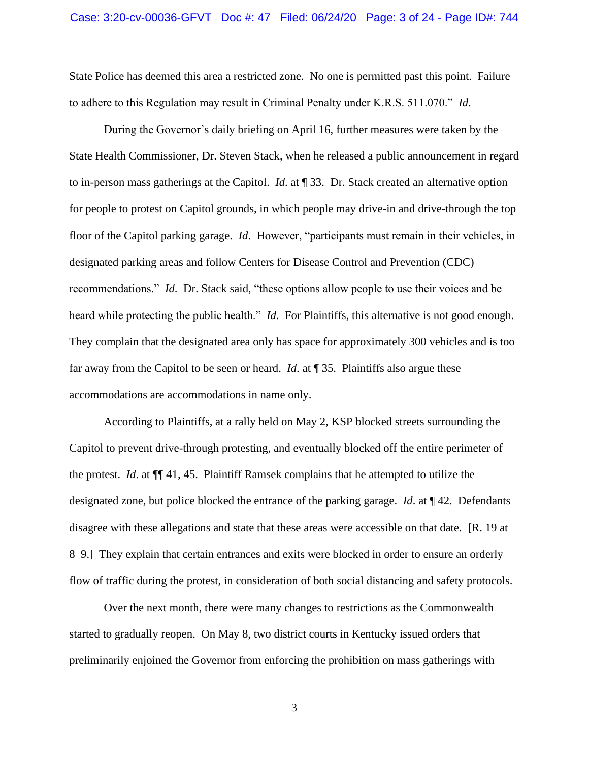State Police has deemed this area a restricted zone. No one is permitted past this point. Failure to adhere to this Regulation may result in Criminal Penalty under K.R.S. 511.070." *Id.*

During the Governor's daily briefing on April 16, further measures were taken by the State Health Commissioner, Dr. Steven Stack, when he released a public announcement in regard to in-person mass gatherings at the Capitol. *Id.* at ¶ 33. Dr. Stack created an alternative option for people to protest on Capitol grounds, in which people may drive-in and drive-through the top floor of the Capitol parking garage. *Id*. However, "participants must remain in their vehicles, in designated parking areas and follow Centers for Disease Control and Prevention (CDC) recommendations." *Id*. Dr. Stack said, "these options allow people to use their voices and be heard while protecting the public health." *Id.* For Plaintiffs, this alternative is not good enough. They complain that the designated area only has space for approximately 300 vehicles and is too far away from the Capitol to be seen or heard. *Id*. at ¶ 35. Plaintiffs also argue these accommodations are accommodations in name only.

According to Plaintiffs, at a rally held on May 2, KSP blocked streets surrounding the Capitol to prevent drive-through protesting, and eventually blocked off the entire perimeter of the protest. *Id*. at ¶¶ 41, 45. Plaintiff Ramsek complains that he attempted to utilize the designated zone, but police blocked the entrance of the parking garage. *Id*. at ¶ 42. Defendants disagree with these allegations and state that these areas were accessible on that date. [R. 19 at 8–9.] They explain that certain entrances and exits were blocked in order to ensure an orderly flow of traffic during the protest, in consideration of both social distancing and safety protocols.

Over the next month, there were many changes to restrictions as the Commonwealth started to gradually reopen. On May 8, two district courts in Kentucky issued orders that preliminarily enjoined the Governor from enforcing the prohibition on mass gatherings with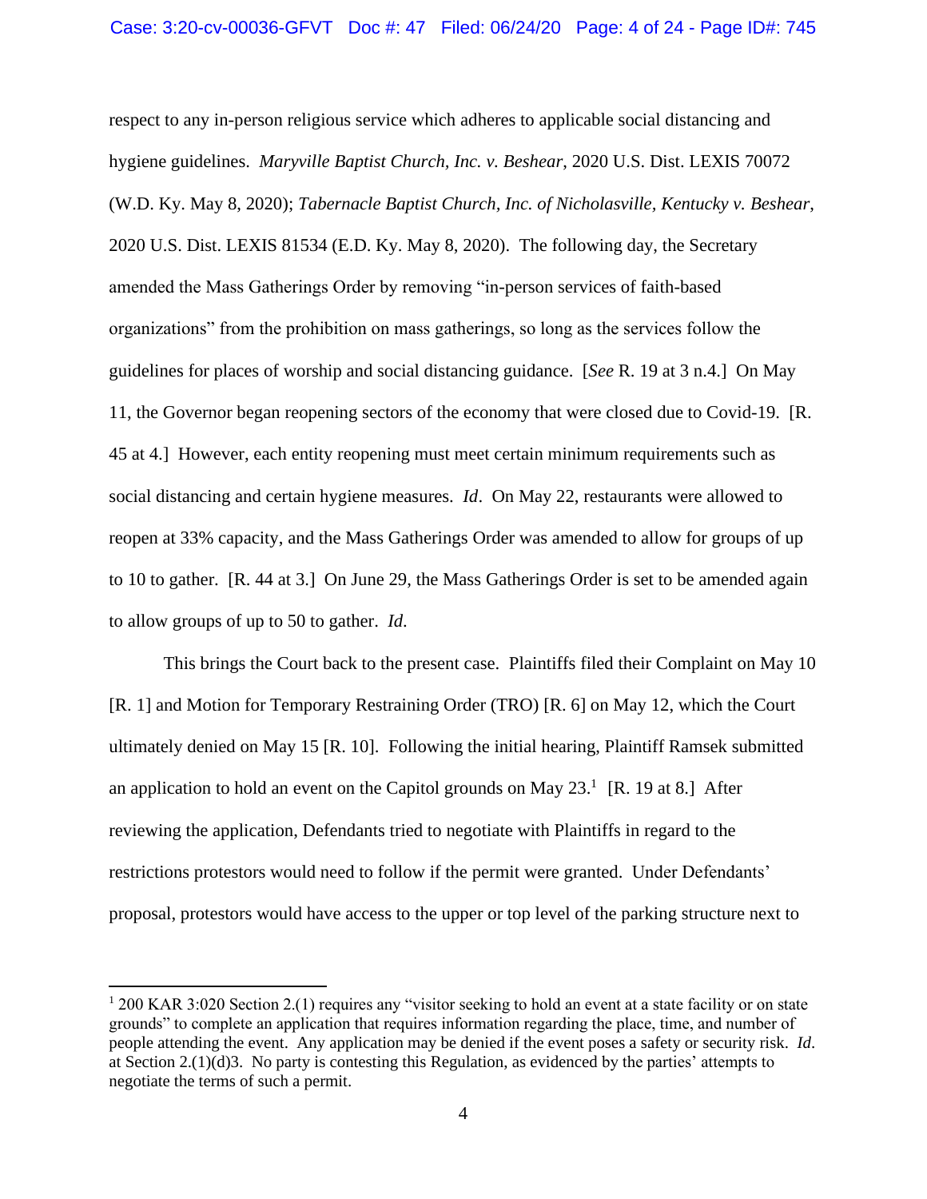respect to any in-person religious service which adheres to applicable social distancing and hygiene guidelines. *Maryville Baptist Church, Inc. v. Beshear*, 2020 U.S. Dist. LEXIS 70072 (W.D. Ky. May 8, 2020); *Tabernacle Baptist Church, Inc. of Nicholasville, Kentucky v. Beshear*, 2020 U.S. Dist. LEXIS 81534 (E.D. Ky. May 8, 2020). The following day, the Secretary amended the Mass Gatherings Order by removing "in-person services of faith-based organizations" from the prohibition on mass gatherings, so long as the services follow the guidelines for places of worship and social distancing guidance. [*See* R. 19 at 3 n.4.] On May 11, the Governor began reopening sectors of the economy that were closed due to Covid-19. [R. 45 at 4.] However, each entity reopening must meet certain minimum requirements such as social distancing and certain hygiene measures. *Id*. On May 22, restaurants were allowed to reopen at 33% capacity, and the Mass Gatherings Order was amended to allow for groups of up to 10 to gather. [R. 44 at 3.] On June 29, the Mass Gatherings Order is set to be amended again to allow groups of up to 50 to gather. *Id.*

This brings the Court back to the present case. Plaintiffs filed their Complaint on May 10 [R. 1] and Motion for Temporary Restraining Order (TRO) [R. 6] on May 12, which the Court ultimately denied on May 15 [R. 10]. Following the initial hearing, Plaintiff Ramsek submitted an application to hold an event on the Capitol grounds on May 23.[1] [R. 19 at 8.] After reviewing the application, Defendants tried to negotiate with Plaintiffs in regard to the restrictions protestors would need to follow if the permit were granted. Under Defendants' proposal, protestors would have access to the upper or top level of the parking structure next to

---

[1] 200 KAR 3:020 Section 2.(1) requires any "visitor seeking to hold an event at a state facility or on state grounds" to complete an application that requires information regarding the place, time, and number of people attending the event. Any application may be denied if the event poses a safety or security risk. *Id*. at Section 2.(1)(d)3. No party is contesting this Regulation, as evidenced by the parties' attempts to negotiate the terms of such a permit.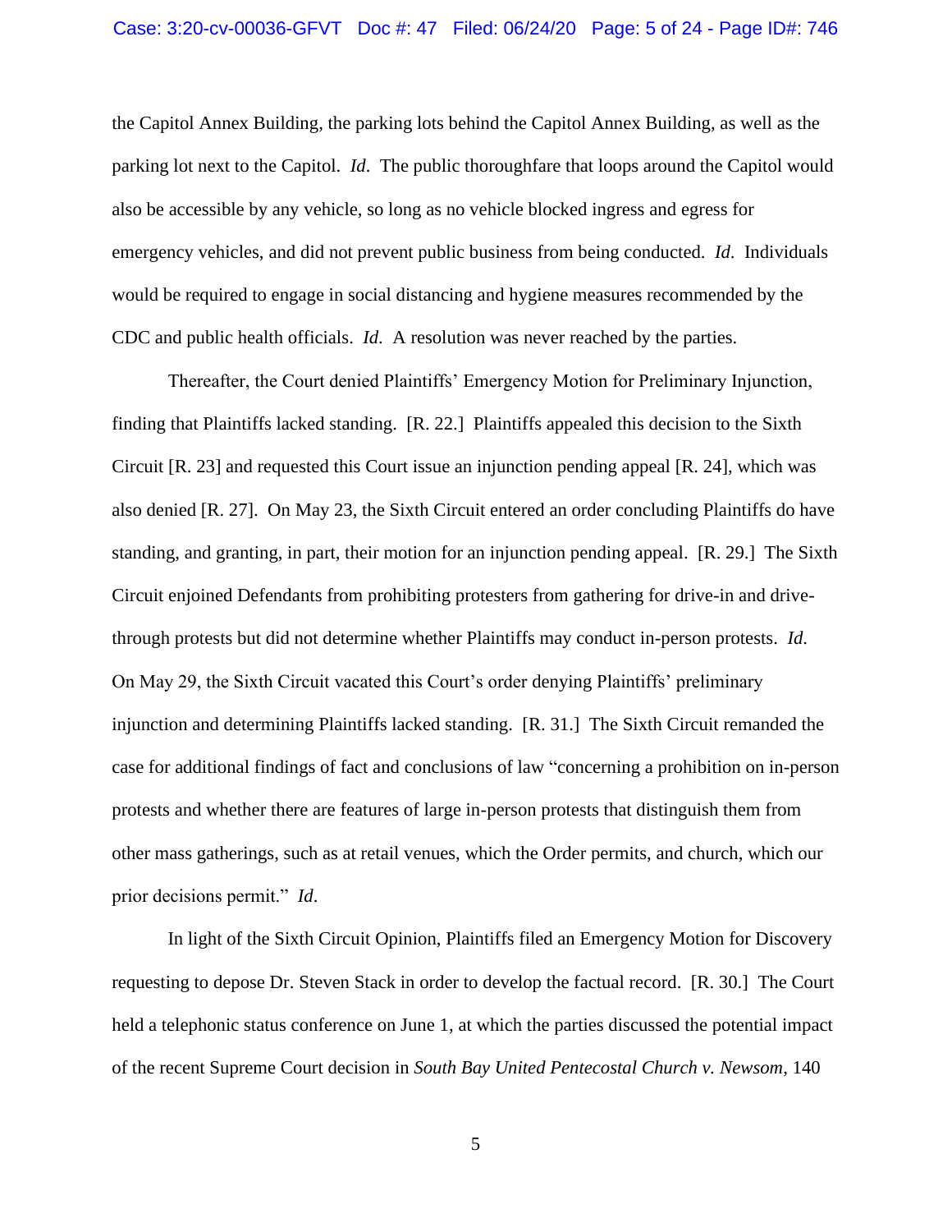the Capitol Annex Building, the parking lots behind the Capitol Annex Building, as well as the parking lot next to the Capitol. *Id*. The public thoroughfare that loops around the Capitol would also be accessible by any vehicle, so long as no vehicle blocked ingress and egress for emergency vehicles, and did not prevent public business from being conducted. *Id*. Individuals would be required to engage in social distancing and hygiene measures recommended by the CDC and public health officials. *Id*. A resolution was never reached by the parties.

Thereafter, the Court denied Plaintiffs' Emergency Motion for Preliminary Injunction, finding that Plaintiffs lacked standing. [R. 22.] Plaintiffs appealed this decision to the Sixth Circuit [R. 23] and requested this Court issue an injunction pending appeal [R. 24], which was also denied [R. 27]. On May 23, the Sixth Circuit entered an order concluding Plaintiffs do have standing, and granting, in part, their motion for an injunction pending appeal. [R. 29.] The Sixth Circuit enjoined Defendants from prohibiting protesters from gathering for drive-in and drive-through protests but did not determine whether Plaintiffs may conduct in-person protests. *Id*. On May 29, the Sixth Circuit vacated this Court's order denying Plaintiffs' preliminary injunction and determining Plaintiffs lacked standing. [R. 31.] The Sixth Circuit remanded the case for additional findings of fact and conclusions of law "concerning a prohibition on in-person protests and whether there are features of large in-person protests that distinguish them from other mass gatherings, such as at retail venues, which the Order permits, and church, which our prior decisions permit." *Id*.

In light of the Sixth Circuit Opinion, Plaintiffs filed an Emergency Motion for Discovery requesting to depose Dr. Steven Stack in order to develop the factual record. [R. 30.] The Court held a telephonic status conference on June 1, at which the parties discussed the potential impact of the recent Supreme Court decision in *South Bay United Pentecostal Church v. Newsom*, 140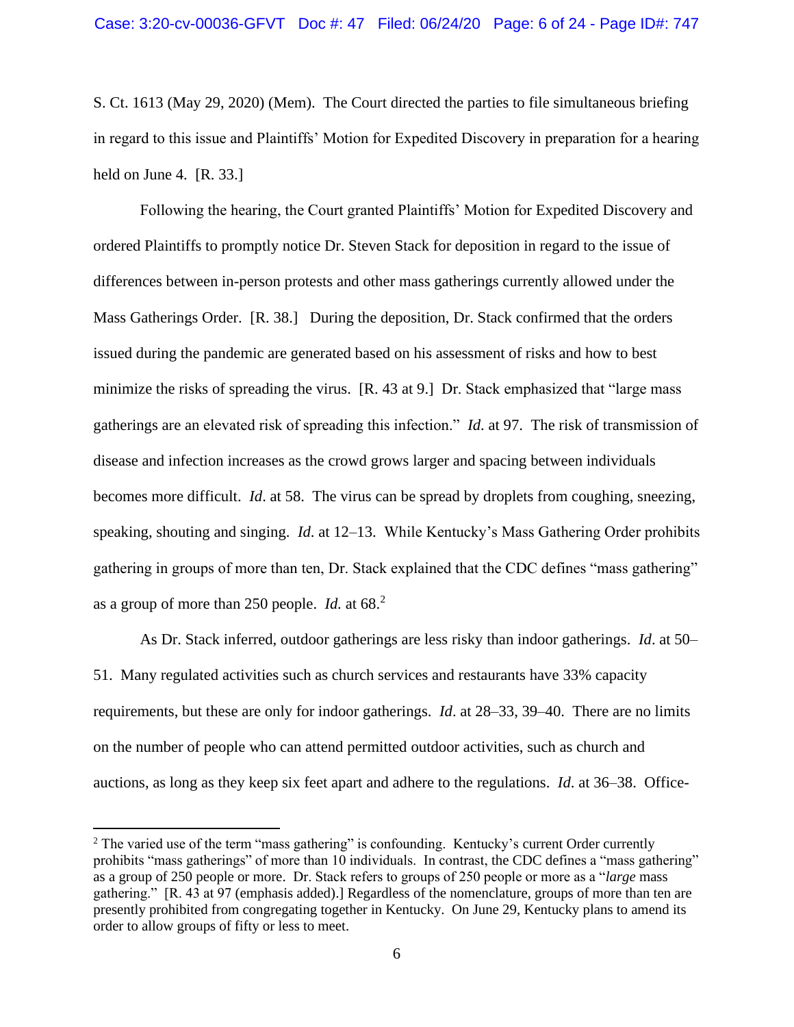S. Ct. 1613 (May 29, 2020) (Mem). The Court directed the parties to file simultaneous briefing in regard to this issue and Plaintiffs' Motion for Expedited Discovery in preparation for a hearing held on June 4. [R. 33.]

Following the hearing, the Court granted Plaintiffs' Motion for Expedited Discovery and ordered Plaintiffs to promptly notice Dr. Steven Stack for deposition in regard to the issue of differences between in-person protests and other mass gatherings currently allowed under the Mass Gatherings Order. [R. 38.] During the deposition, Dr. Stack confirmed that the orders issued during the pandemic are generated based on his assessment of risks and how to best minimize the risks of spreading the virus. [R. 43 at 9.] Dr. Stack emphasized that "large mass gatherings are an elevated risk of spreading this infection." *Id.* at 97. The risk of transmission of disease and infection increases as the crowd grows larger and spacing between individuals becomes more difficult. *Id*. at 58. The virus can be spread by droplets from coughing, sneezing, speaking, shouting and singing. *Id*. at 12–13. While Kentucky's Mass Gathering Order prohibits gathering in groups of more than ten, Dr. Stack explained that the CDC defines "mass gathering" as a group of more than 250 people. *Id.* at 68.[2]

As Dr. Stack inferred, outdoor gatherings are less risky than indoor gatherings. *Id*. at 50–51. Many regulated activities such as church services and restaurants have 33% capacity requirements, but these are only for indoor gatherings. *Id*. at 28–33, 39–40. There are no limits on the number of people who can attend permitted outdoor activities, such as church and auctions, as long as they keep six feet apart and adhere to the regulations. *Id*. at 36–38. Office-

---

[2] The varied use of the term "mass gathering" is confounding. Kentucky's current Order currently prohibits "mass gatherings" of more than 10 individuals. In contrast, the CDC defines a "mass gathering" as a group of 250 people or more. Dr. Stack refers to groups of 250 people or more as a "*large* mass gathering." [R. 43 at 97 (emphasis added).] Regardless of the nomenclature, groups of more than ten are presently prohibited from congregating together in Kentucky. On June 29, Kentucky plans to amend its order to allow groups of fifty or less to meet.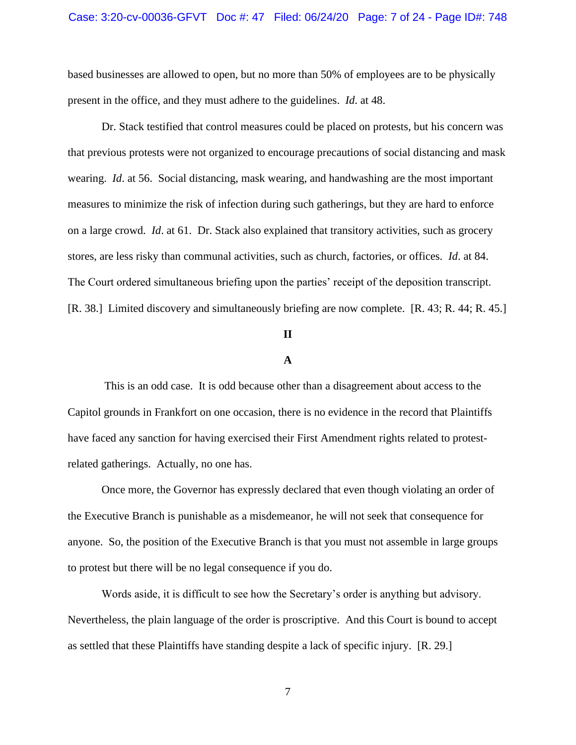based businesses are allowed to open, but no more than 50% of employees are to be physically present in the office, and they must adhere to the guidelines. *Id*. at 48.

Dr. Stack testified that control measures could be placed on protests, but his concern was that previous protests were not organized to encourage precautions of social distancing and mask wearing. *Id*. at 56. Social distancing, mask wearing, and handwashing are the most important measures to minimize the risk of infection during such gatherings, but they are hard to enforce on a large crowd. *Id*. at 61. Dr. Stack also explained that transitory activities, such as grocery stores, are less risky than communal activities, such as church, factories, or offices. *Id*. at 84. The Court ordered simultaneous briefing upon the parties' receipt of the deposition transcript. [R. 38.] Limited discovery and simultaneously briefing are now complete. [R. 43; R. 44; R. 45.]

## II

### A

This is an odd case. It is odd because other than a disagreement about access to the Capitol grounds in Frankfort on one occasion, there is no evidence in the record that Plaintiffs have faced any sanction for having exercised their First Amendment rights related to protest-related gatherings. Actually, no one has.

Once more, the Governor has expressly declared that even though violating an order of the Executive Branch is punishable as a misdemeanor, he will not seek that consequence for anyone. So, the position of the Executive Branch is that you must not assemble in large groups to protest but there will be no legal consequence if you do.

Words aside, it is difficult to see how the Secretary's order is anything but advisory. Nevertheless, the plain language of the order is proscriptive. And this Court is bound to accept as settled that these Plaintiffs have standing despite a lack of specific injury. [R. 29.]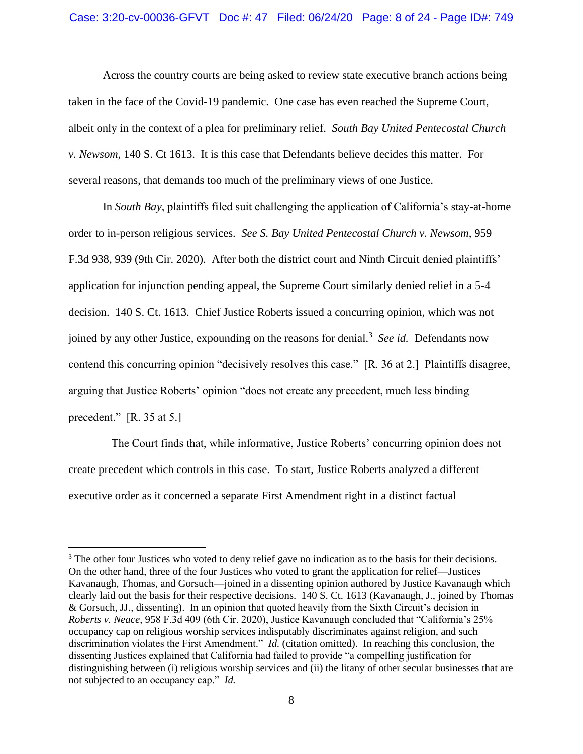Across the country courts are being asked to review state executive branch actions being taken in the face of the Covid-19 pandemic. One case has even reached the Supreme Court, albeit only in the context of a plea for preliminary relief. *South Bay United Pentecostal Church v. Newsom*, 140 S. Ct 1613. It is this case that Defendants believe decides this matter. For several reasons, that demands too much of the preliminary views of one Justice.

In *South Bay*, plaintiffs filed suit challenging the application of California's stay-at-home order to in-person religious services. *See S. Bay United Pentecostal Church v. Newsom*, 959 F.3d 938, 939 (9th Cir. 2020). After both the district court and Ninth Circuit denied plaintiffs' application for injunction pending appeal, the Supreme Court similarly denied relief in a 5-4 decision. 140 S. Ct. 1613. Chief Justice Roberts issued a concurring opinion, which was not joined by any other Justice, expounding on the reasons for denial.[3] *See id.* Defendants now contend this concurring opinion "decisively resolves this case." [R. 36 at 2.] Plaintiffs disagree, arguing that Justice Roberts' opinion "does not create any precedent, much less binding precedent." [R. 35 at 5.]

The Court finds that, while informative, Justice Roberts' concurring opinion does not create precedent which controls in this case. To start, Justice Roberts analyzed a different executive order as it concerned a separate First Amendment right in a distinct factual

---

[3] The other four Justices who voted to deny relief gave no indication as to the basis for their decisions. On the other hand, three of the four Justices who voted to grant the application for relief—Justices Kavanaugh, Thomas, and Gorsuch—joined in a dissenting opinion authored by Justice Kavanaugh which clearly laid out the basis for their respective decisions. 140 S. Ct. 1613 (Kavanaugh, J., joined by Thomas & Gorsuch, JJ., dissenting). In an opinion that quoted heavily from the Sixth Circuit's decision in *Roberts v. Neace*, 958 F.3d 409 (6th Cir. 2020), Justice Kavanaugh concluded that "California's 25% occupancy cap on religious worship services indisputably discriminates against religion, and such discrimination violates the First Amendment." *Id.* (citation omitted). In reaching this conclusion, the dissenting Justices explained that California had failed to provide "a compelling justification for distinguishing between (i) religious worship services and (ii) the litany of other secular businesses that are not subjected to an occupancy cap." *Id.*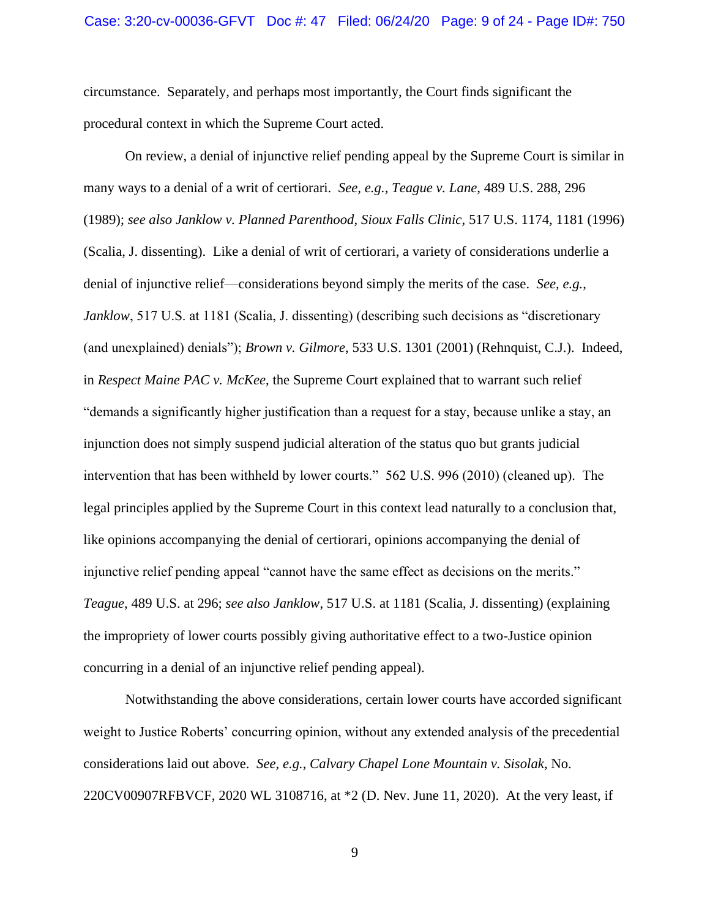circumstance. Separately, and perhaps most importantly, the Court finds significant the procedural context in which the Supreme Court acted.

On review, a denial of injunctive relief pending appeal by the Supreme Court is similar in many ways to a denial of a writ of certiorari. *See, e.g.*, *Teague v. Lane*, 489 U.S. 288, 296 (1989); *see also Janklow v. Planned Parenthood, Sioux Falls Clinic*, 517 U.S. 1174, 1181 (1996) (Scalia, J. dissenting). Like a denial of writ of certiorari, a variety of considerations underlie a denial of injunctive relief—considerations beyond simply the merits of the case. *See, e.g.*, *Janklow*, 517 U.S. at 1181 (Scalia, J. dissenting) (describing such decisions as "discretionary (and unexplained) denials"); *Brown v. Gilmore*, 533 U.S. 1301 (2001) (Rehnquist, C.J.). Indeed, in *Respect Maine PAC v. McKee*, the Supreme Court explained that to warrant such relief "demands a significantly higher justification than a request for a stay, because unlike a stay, an injunction does not simply suspend judicial alteration of the status quo but grants judicial intervention that has been withheld by lower courts." 562 U.S. 996 (2010) (cleaned up). The legal principles applied by the Supreme Court in this context lead naturally to a conclusion that, like opinions accompanying the denial of certiorari, opinions accompanying the denial of injunctive relief pending appeal "cannot have the same effect as decisions on the merits." *Teague*, 489 U.S. at 296; *see also Janklow*, 517 U.S. at 1181 (Scalia, J. dissenting) (explaining the impropriety of lower courts possibly giving authoritative effect to a two-Justice opinion concurring in a denial of an injunctive relief pending appeal).

Notwithstanding the above considerations, certain lower courts have accorded significant weight to Justice Roberts' concurring opinion, without any extended analysis of the precedential considerations laid out above. *See, e.g.*, *Calvary Chapel Lone Mountain v. Sisolak*, No. 220CV00907RFBVCF, 2020 WL 3108716, at *2 (D. Nev. June 11, 2020). At the very least, if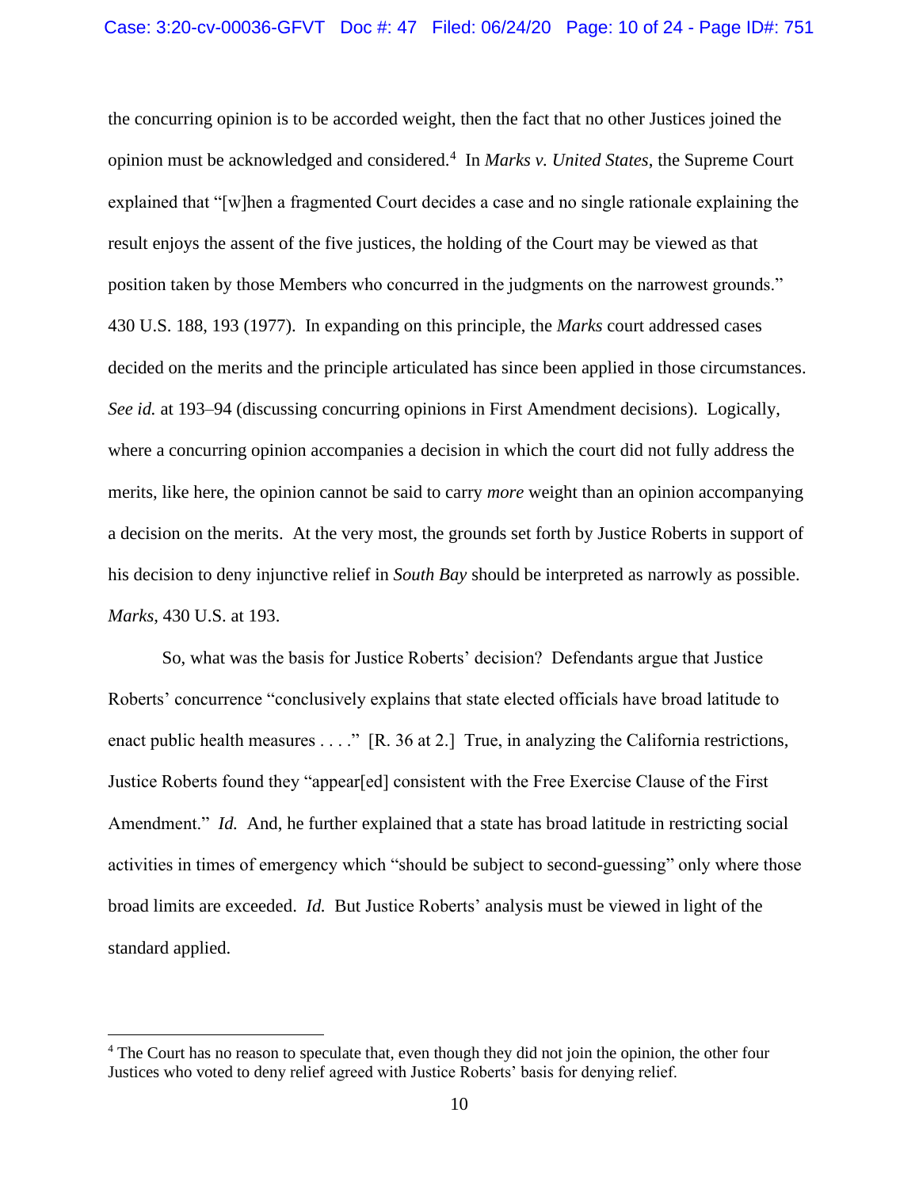the concurring opinion is to be accorded weight, then the fact that no other Justices joined the opinion must be acknowledged and considered.[4] In *Marks v. United States*, the Supreme Court explained that "[w]hen a fragmented Court decides a case and no single rationale explaining the result enjoys the assent of the five justices, the holding of the Court may be viewed as that position taken by those Members who concurred in the judgments on the narrowest grounds." 430 U.S. 188, 193 (1977). In expanding on this principle, the *Marks* court addressed cases decided on the merits and the principle articulated has since been applied in those circumstances. *See id.* at 193–94 (discussing concurring opinions in First Amendment decisions). Logically, where a concurring opinion accompanies a decision in which the court did not fully address the merits, like here, the opinion cannot be said to carry *more* weight than an opinion accompanying a decision on the merits. At the very most, the grounds set forth by Justice Roberts in support of his decision to deny injunctive relief in *South Bay* should be interpreted as narrowly as possible. *Marks*, 430 U.S. at 193.

So, what was the basis for Justice Roberts' decision? Defendants argue that Justice Roberts' concurrence "conclusively explains that state elected officials have broad latitude to enact public health measures . . . ." [R. 36 at 2.] True, in analyzing the California restrictions, Justice Roberts found they "appear[ed] consistent with the Free Exercise Clause of the First Amendment." *Id.* And, he further explained that a state has broad latitude in restricting social activities in times of emergency which "should be subject to second-guessing" only where those broad limits are exceeded. *Id.* But Justice Roberts' analysis must be viewed in light of the standard applied.

---

[4] The Court has no reason to speculate that, even though they did not join the opinion, the other four Justices who voted to deny relief agreed with Justice Roberts' basis for denying relief.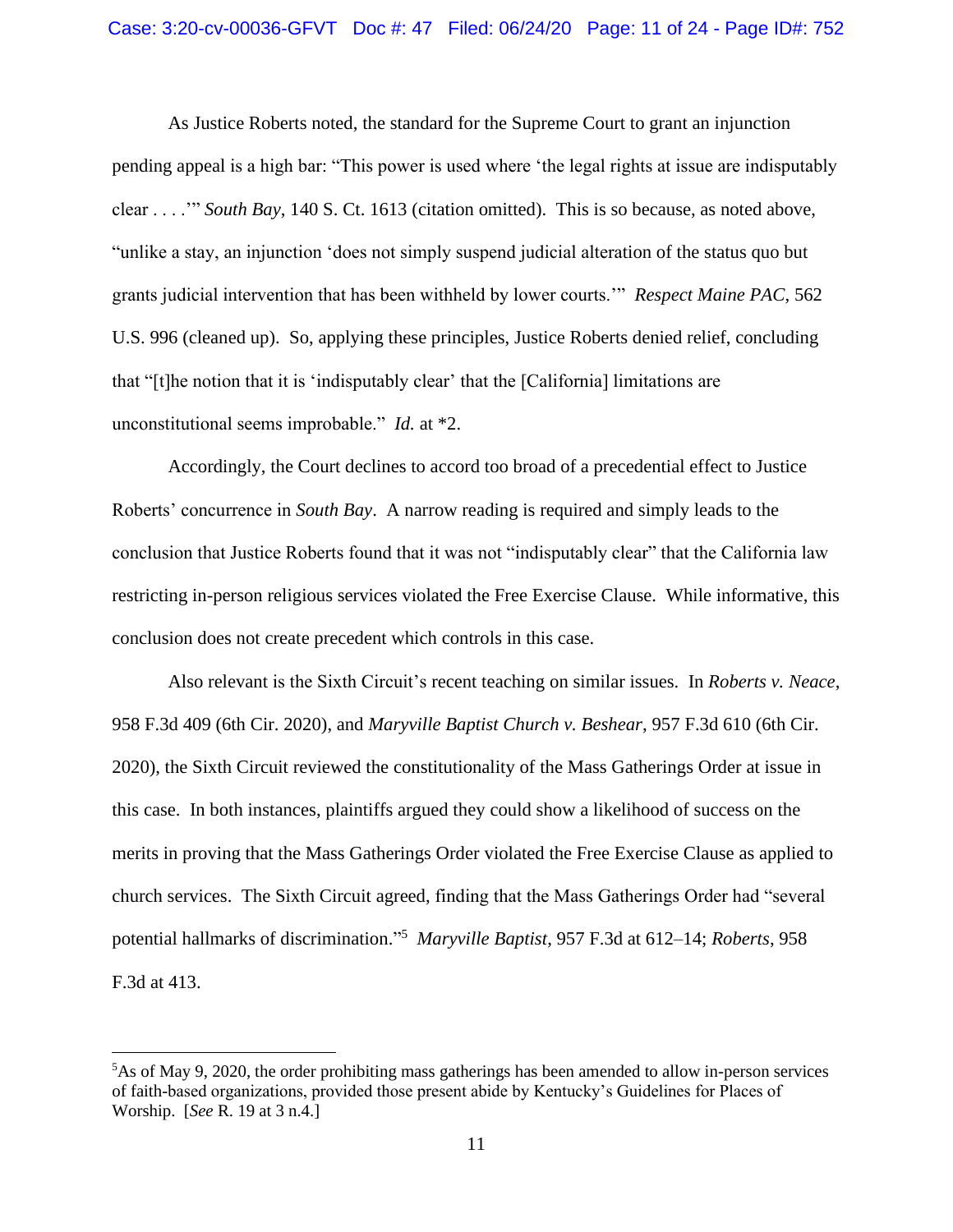As Justice Roberts noted, the standard for the Supreme Court to grant an injunction pending appeal is a high bar: "This power is used where 'the legal rights at issue are indisputably clear . . . .'" *South Bay*, 140 S. Ct. 1613 (citation omitted). This is so because, as noted above, "unlike a stay, an injunction 'does not simply suspend judicial alteration of the status quo but grants judicial intervention that has been withheld by lower courts.'" *Respect Maine PAC*, 562 U.S. 996 (cleaned up). So, applying these principles, Justice Roberts denied relief, concluding that "[t]he notion that it is 'indisputably clear' that the [California] limitations are unconstitutional seems improbable." *Id.* at *2.

Accordingly, the Court declines to accord too broad of a precedential effect to Justice Roberts' concurrence in *South Bay*. A narrow reading is required and simply leads to the conclusion that Justice Roberts found that it was not "indisputably clear" that the California law restricting in-person religious services violated the Free Exercise Clause. While informative, this conclusion does not create precedent which controls in this case.

Also relevant is the Sixth Circuit's recent teaching on similar issues. In *Roberts v. Neace*, 958 F.3d 409 (6th Cir. 2020), and *Maryville Baptist Church v. Beshear*, 957 F.3d 610 (6th Cir. 2020), the Sixth Circuit reviewed the constitutionality of the Mass Gatherings Order at issue in this case. In both instances, plaintiffs argued they could show a likelihood of success on the merits in proving that the Mass Gatherings Order violated the Free Exercise Clause as applied to church services. The Sixth Circuit agreed, finding that the Mass Gatherings Order had "several potential hallmarks of discrimination."[5] *Maryville Baptist*, 957 F.3d at 612–14; *Roberts*, 958 F.3d at 413.

---

[5]As of May 9, 2020, the order prohibiting mass gatherings has been amended to allow in-person services of faith-based organizations, provided those present abide by Kentucky's Guidelines for Places of Worship. [*See* R. 19 at 3 n.4.]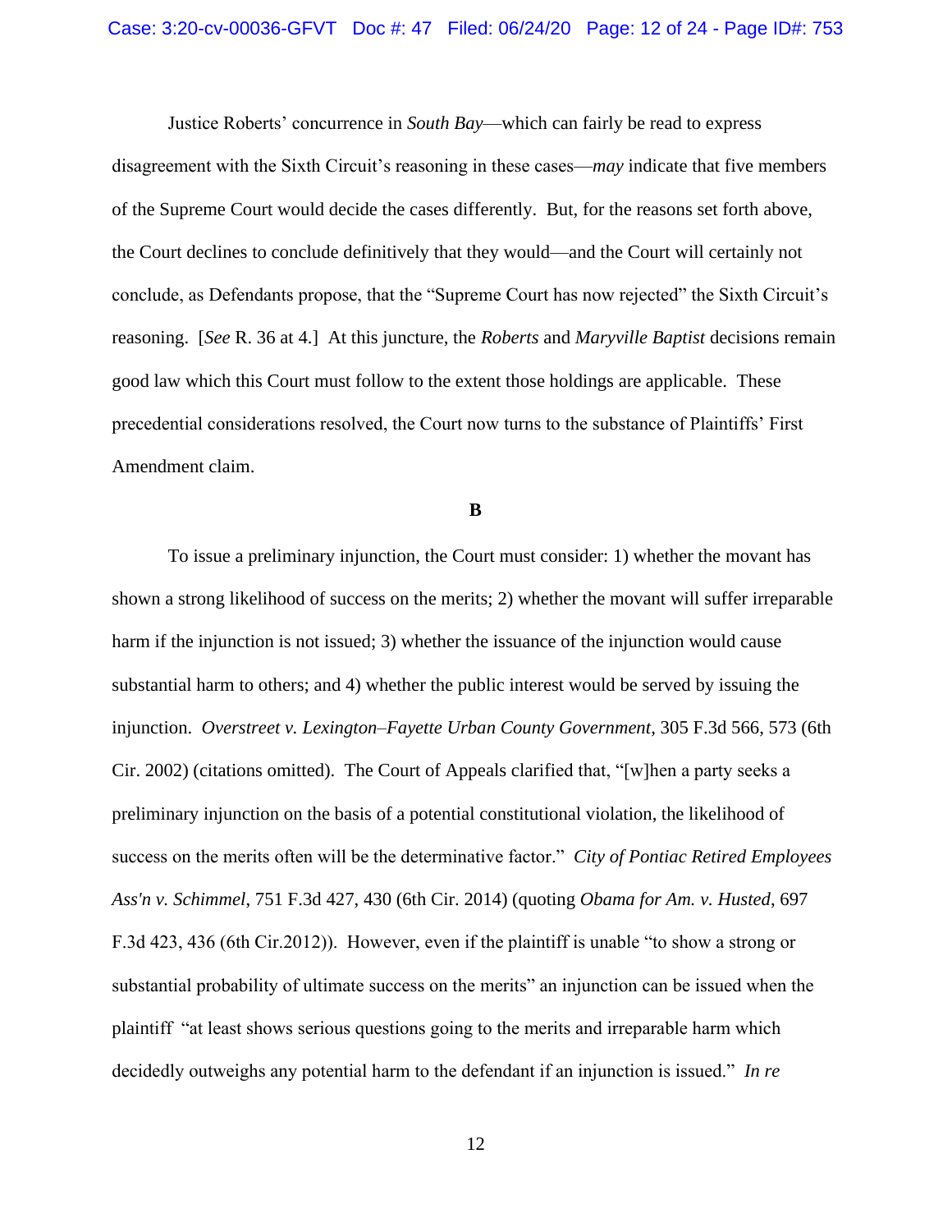Justice Roberts' concurrence in *South Bay*—which can fairly be read to express disagreement with the Sixth Circuit's reasoning in these cases—*may* indicate that five members of the Supreme Court would decide the cases differently. But, for the reasons set forth above, the Court declines to conclude definitively that they would—and the Court will certainly not conclude, as Defendants propose, that the "Supreme Court has now rejected" the Sixth Circuit's reasoning. [*See* R. 36 at 4.] At this juncture, the *Roberts* and *Maryville Baptist* decisions remain good law which this Court must follow to the extent those holdings are applicable. These precedential considerations resolved, the Court now turns to the substance of Plaintiffs' First Amendment claim.

**B**

To issue a preliminary injunction, the Court must consider: 1) whether the movant has shown a strong likelihood of success on the merits; 2) whether the movant will suffer irreparable harm if the injunction is not issued; 3) whether the issuance of the injunction would cause substantial harm to others; and 4) whether the public interest would be served by issuing the injunction. *Overstreet v. Lexington–Fayette Urban County Government*, 305 F.3d 566, 573 (6th Cir. 2002) (citations omitted). The Court of Appeals clarified that, "[w]hen a party seeks a preliminary injunction on the basis of a potential constitutional violation, the likelihood of success on the merits often will be the determinative factor." *City of Pontiac Retired Employees Ass'n v. Schimmel*, 751 F.3d 427, 430 (6th Cir. 2014) (quoting *Obama for Am. v. Husted*, 697 F.3d 423, 436 (6th Cir.2012)). However, even if the plaintiff is unable "to show a strong or substantial probability of ultimate success on the merits" an injunction can be issued when the plaintiff "at least shows serious questions going to the merits and irreparable harm which decidedly outweighs any potential harm to the defendant if an injunction is issued." *In re*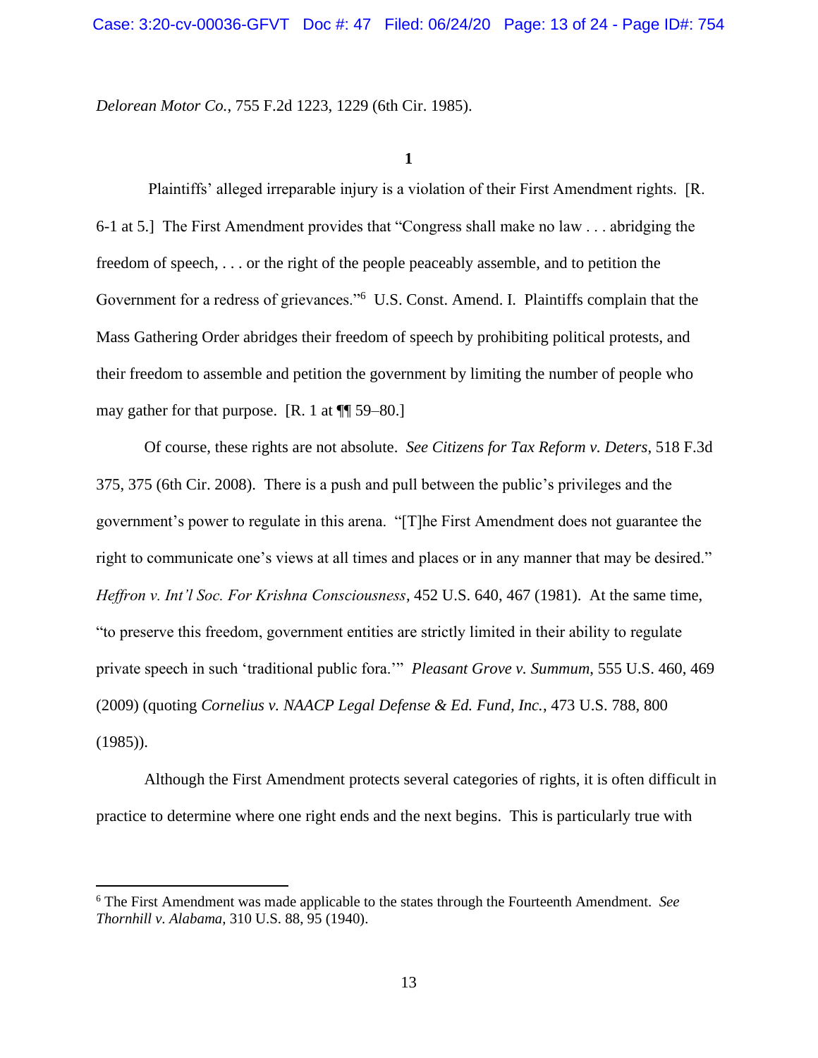*Delorean Motor Co.*, 755 F.2d 1223, 1229 (6th Cir. 1985).

**1**

Plaintiffs' alleged irreparable injury is a violation of their First Amendment rights. [R. 6-1 at 5.] The First Amendment provides that "Congress shall make no law . . . abridging the freedom of speech, . . . or the right of the people peaceably assemble, and to petition the Government for a redress of grievances."[6] U.S. Const. Amend. I. Plaintiffs complain that the Mass Gathering Order abridges their freedom of speech by prohibiting political protests, and their freedom to assemble and petition the government by limiting the number of people who may gather for that purpose. [R. 1 at ¶¶ 59–80.]

Of course, these rights are not absolute. *See Citizens for Tax Reform v. Deters*, 518 F.3d 375, 375 (6th Cir. 2008). There is a push and pull between the public's privileges and the government's power to regulate in this arena. "[T]he First Amendment does not guarantee the right to communicate one's views at all times and places or in any manner that may be desired." *Heffron v. Int'l Soc. For Krishna Consciousness*, 452 U.S. 640, 467 (1981). At the same time, "to preserve this freedom, government entities are strictly limited in their ability to regulate private speech in such 'traditional public fora.'" *Pleasant Grove v. Summum*, 555 U.S. 460, 469 (2009) (quoting *Cornelius v. NAACP Legal Defense & Ed. Fund, Inc.*, 473 U.S. 788, 800 (1985)).

Although the First Amendment protects several categories of rights, it is often difficult in practice to determine where one right ends and the next begins. This is particularly true with

---

[6] The First Amendment was made applicable to the states through the Fourteenth Amendment. *See Thornhill v. Alabama*, 310 U.S. 88, 95 (1940).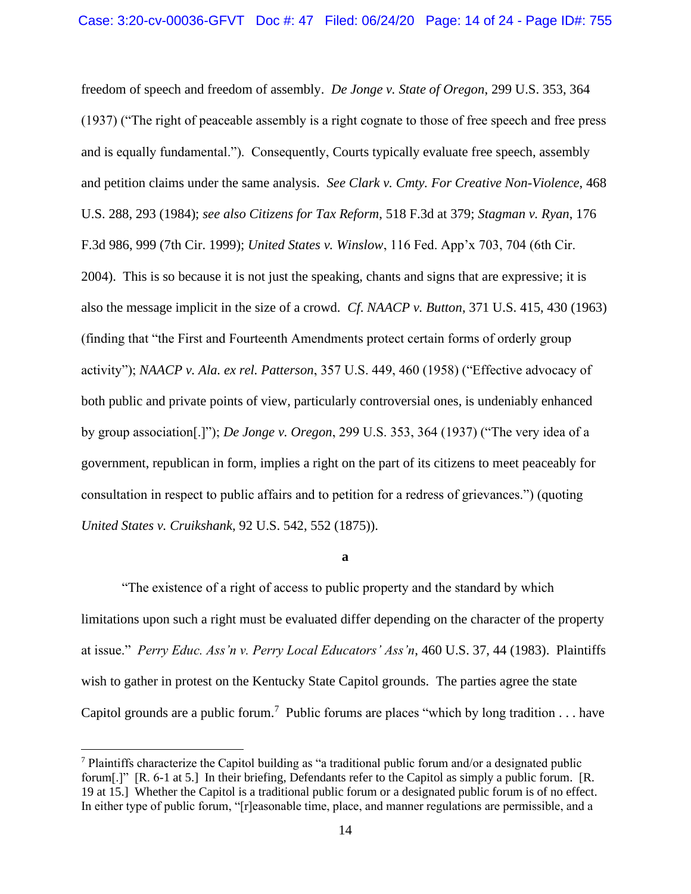freedom of speech and freedom of assembly. *De Jonge v. State of Oregon*, 299 U.S. 353, 364 (1937) ("The right of peaceable assembly is a right cognate to those of free speech and free press and is equally fundamental."). Consequently, Courts typically evaluate free speech, assembly and petition claims under the same analysis. *See Clark v. Cmty. For Creative Non-Violence*, 468 U.S. 288, 293 (1984); *see also Citizens for Tax Reform*, 518 F.3d at 379; *Stagman v. Ryan*, 176 F.3d 986, 999 (7th Cir. 1999); *United States v. Winslow*, 116 Fed. App'x 703, 704 (6th Cir. 2004). This is so because it is not just the speaking, chants and signs that are expressive; it is also the message implicit in the size of a crowd. *Cf. NAACP v. Button*, 371 U.S. 415, 430 (1963) (finding that "the First and Fourteenth Amendments protect certain forms of orderly group activity"); *NAACP v. Ala. ex rel. Patterson*, 357 U.S. 449, 460 (1958) ("Effective advocacy of both public and private points of view, particularly controversial ones, is undeniably enhanced by group association[.]"); *De Jonge v. Oregon*, 299 U.S. 353, 364 (1937) ("The very idea of a government, republican in form, implies a right on the part of its citizens to meet peaceably for consultation in respect to public affairs and to petition for a redress of grievances.") (quoting *United States v. Cruikshank*, 92 U.S. 542, 552 (1875)).

**a**

"The existence of a right of access to public property and the standard by which limitations upon such a right must be evaluated differ depending on the character of the property at issue." *Perry Educ. Ass'n v. Perry Local Educators' Ass'n*, 460 U.S. 37, 44 (1983). Plaintiffs wish to gather in protest on the Kentucky State Capitol grounds. The parties agree the state Capitol grounds are a public forum.[7] Public forums are places "which by long tradition . . . have

[7] Plaintiffs characterize the Capitol building as "a traditional public forum and/or a designated public forum[.]" [R. 6-1 at 5.] In their briefing, Defendants refer to the Capitol as simply a public forum. [R. 19 at 15.] Whether the Capitol is a traditional public forum or a designated public forum is of no effect. In either type of public forum, "[r]easonable time, place, and manner regulations are permissible, and a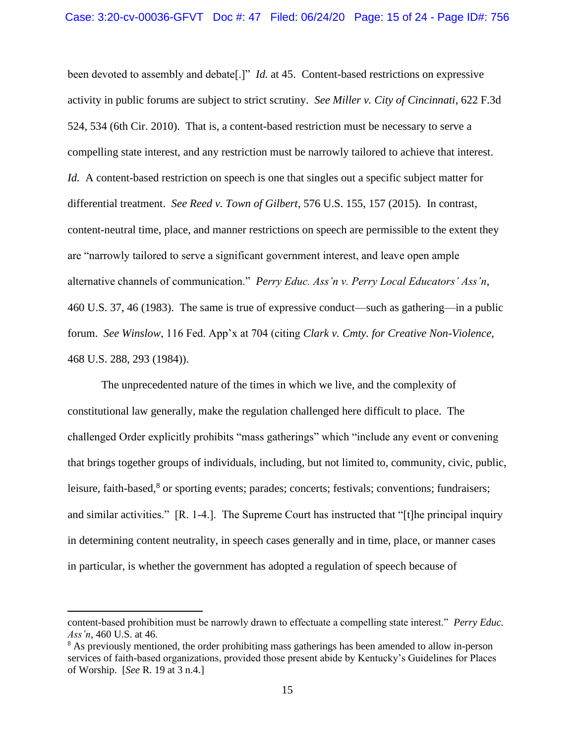been devoted to assembly and debate[.]" *Id.* at 45. Content-based restrictions on expressive activity in public forums are subject to strict scrutiny. *See Miller v. City of Cincinnati*, 622 F.3d 524, 534 (6th Cir. 2010). That is, a content-based restriction must be necessary to serve a compelling state interest, and any restriction must be narrowly tailored to achieve that interest. *Id.* A content-based restriction on speech is one that singles out a specific subject matter for differential treatment. *See Reed v. Town of Gilbert*, 576 U.S. 155, 157 (2015). In contrast, content-neutral time, place, and manner restrictions on speech are permissible to the extent they are "narrowly tailored to serve a significant government interest, and leave open ample alternative channels of communication." *Perry Educ. Ass'n v. Perry Local Educators' Ass'n*, 460 U.S. 37, 46 (1983). The same is true of expressive conduct—such as gathering—in a public forum. *See Winslow*, 116 Fed. App'x at 704 (citing *Clark v. Cmty. for Creative Non-Violence*, 468 U.S. 288, 293 (1984)).

The unprecedented nature of the times in which we live, and the complexity of constitutional law generally, make the regulation challenged here difficult to place. The challenged Order explicitly prohibits "mass gatherings" which "include any event or convening that brings together groups of individuals, including, but not limited to, community, civic, public, leisure, faith-based,[8] or sporting events; parades; concerts; festivals; conventions; fundraisers; and similar activities." [R. 1-4.]. The Supreme Court has instructed that "[t]he principal inquiry in determining content neutrality, in speech cases generally and in time, place, or manner cases in particular, is whether the government has adopted a regulation of speech because of

---

content-based prohibition must be narrowly drawn to effectuate a compelling state interest." *Perry Educ. Ass'n*, 460 U.S. at 46.

[8] As previously mentioned, the order prohibiting mass gatherings has been amended to allow in-person services of faith-based organizations, provided those present abide by Kentucky's Guidelines for Places of Worship. [*See* R. 19 at 3 n.4.]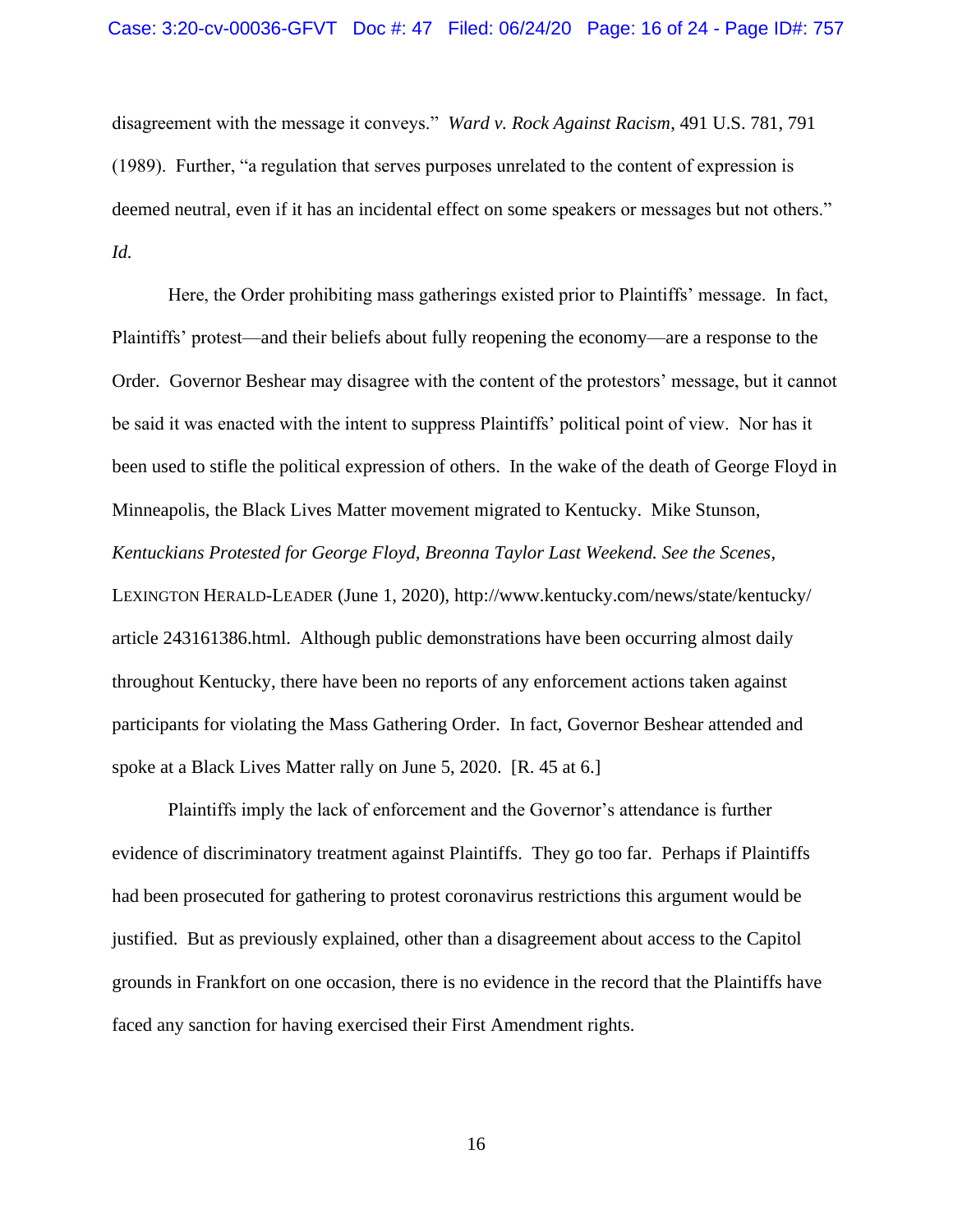disagreement with the message it conveys." *Ward v. Rock Against Racism*, 491 U.S. 781, 791 (1989). Further, "a regulation that serves purposes unrelated to the content of expression is deemed neutral, even if it has an incidental effect on some speakers or messages but not others." *Id.*

Here, the Order prohibiting mass gatherings existed prior to Plaintiffs' message. In fact, Plaintiffs' protest—and their beliefs about fully reopening the economy—are a response to the Order. Governor Beshear may disagree with the content of the protestors' message, but it cannot be said it was enacted with the intent to suppress Plaintiffs' political point of view. Nor has it been used to stifle the political expression of others. In the wake of the death of George Floyd in Minneapolis, the Black Lives Matter movement migrated to Kentucky. Mike Stunson, *Kentuckians Protested for George Floyd, Breonna Taylor Last Weekend. See the Scenes*, LEXINGTON HERALD-LEADER (June 1, 2020), http://www.kentucky.com/news/state/kentucky/article 243161386.html. Although public demonstrations have been occurring almost daily throughout Kentucky, there have been no reports of any enforcement actions taken against participants for violating the Mass Gathering Order. In fact, Governor Beshear attended and spoke at a Black Lives Matter rally on June 5, 2020. [R. 45 at 6.]

Plaintiffs imply the lack of enforcement and the Governor's attendance is further evidence of discriminatory treatment against Plaintiffs. They go too far. Perhaps if Plaintiffs had been prosecuted for gathering to protest coronavirus restrictions this argument would be justified. But as previously explained, other than a disagreement about access to the Capitol grounds in Frankfort on one occasion, there is no evidence in the record that the Plaintiffs have faced any sanction for having exercised their First Amendment rights.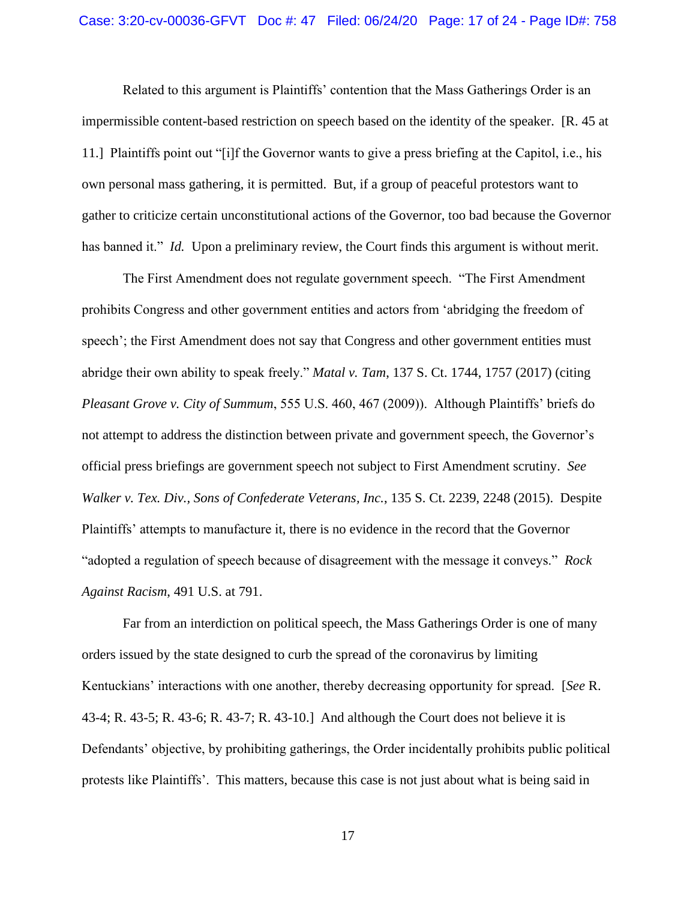Related to this argument is Plaintiffs' contention that the Mass Gatherings Order is an impermissible content-based restriction on speech based on the identity of the speaker. [R. 45 at 11.] Plaintiffs point out "[i]f the Governor wants to give a press briefing at the Capitol, i.e., his own personal mass gathering, it is permitted. But, if a group of peaceful protestors want to gather to criticize certain unconstitutional actions of the Governor, too bad because the Governor has banned it." *Id.* Upon a preliminary review, the Court finds this argument is without merit.

The First Amendment does not regulate government speech. "The First Amendment prohibits Congress and other government entities and actors from 'abridging the freedom of speech'; the First Amendment does not say that Congress and other government entities must abridge their own ability to speak freely." *Matal v. Tam*, 137 S. Ct. 1744, 1757 (2017) (citing *Pleasant Grove v. City of Summum*, 555 U.S. 460, 467 (2009)). Although Plaintiffs' briefs do not attempt to address the distinction between private and government speech, the Governor's official press briefings are government speech not subject to First Amendment scrutiny. *See Walker v. Tex. Div., Sons of Confederate Veterans, Inc.*, 135 S. Ct. 2239, 2248 (2015). Despite Plaintiffs' attempts to manufacture it, there is no evidence in the record that the Governor "adopted a regulation of speech because of disagreement with the message it conveys." *Rock Against Racism*, 491 U.S. at 791.

Far from an interdiction on political speech, the Mass Gatherings Order is one of many orders issued by the state designed to curb the spread of the coronavirus by limiting Kentuckians' interactions with one another, thereby decreasing opportunity for spread. [*See* R. 43-4; R. 43-5; R. 43-6; R. 43-7; R. 43-10.] And although the Court does not believe it is Defendants' objective, by prohibiting gatherings, the Order incidentally prohibits public political protests like Plaintiffs'. This matters, because this case is not just about what is being said in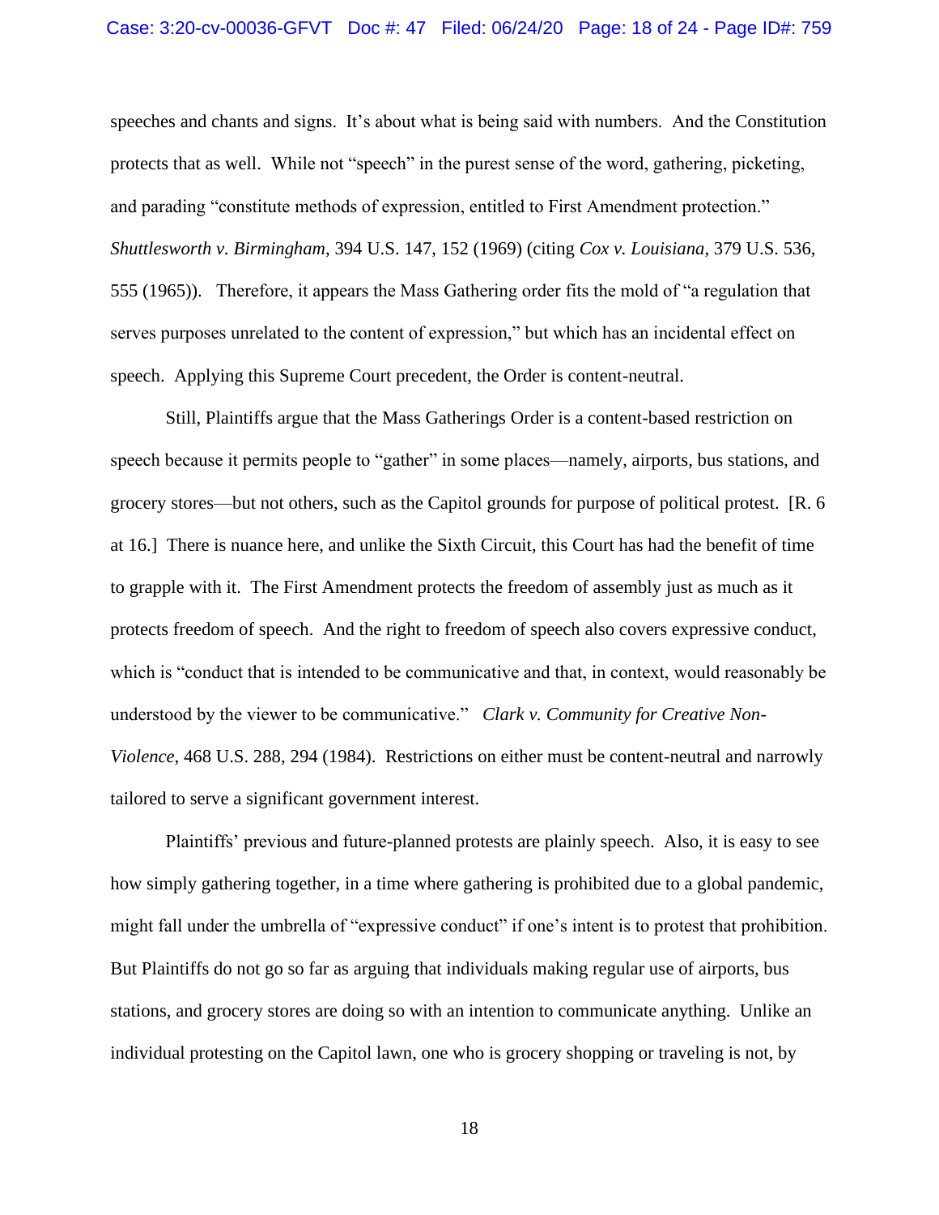speeches and chants and signs. It's about what is being said with numbers. And the Constitution protects that as well. While not "speech" in the purest sense of the word, gathering, picketing, and parading "constitute methods of expression, entitled to First Amendment protection." *Shuttlesworth v. Birmingham*, 394 U.S. 147, 152 (1969) (citing *Cox v. Louisiana*, 379 U.S. 536, 555 (1965)). Therefore, it appears the Mass Gathering order fits the mold of "a regulation that serves purposes unrelated to the content of expression," but which has an incidental effect on speech. Applying this Supreme Court precedent, the Order is content-neutral.

Still, Plaintiffs argue that the Mass Gatherings Order is a content-based restriction on speech because it permits people to "gather" in some places—namely, airports, bus stations, and grocery stores—but not others, such as the Capitol grounds for purpose of political protest. [R. 6 at 16.] There is nuance here, and unlike the Sixth Circuit, this Court has had the benefit of time to grapple with it. The First Amendment protects the freedom of assembly just as much as it protects freedom of speech. And the right to freedom of speech also covers expressive conduct, which is "conduct that is intended to be communicative and that, in context, would reasonably be understood by the viewer to be communicative." *Clark v. Community for Creative Non-Violence*, 468 U.S. 288, 294 (1984). Restrictions on either must be content-neutral and narrowly tailored to serve a significant government interest.

Plaintiffs' previous and future-planned protests are plainly speech. Also, it is easy to see how simply gathering together, in a time where gathering is prohibited due to a global pandemic, might fall under the umbrella of "expressive conduct" if one's intent is to protest that prohibition. But Plaintiffs do not go so far as arguing that individuals making regular use of airports, bus stations, and grocery stores are doing so with an intention to communicate anything. Unlike an individual protesting on the Capitol lawn, one who is grocery shopping or traveling is not, by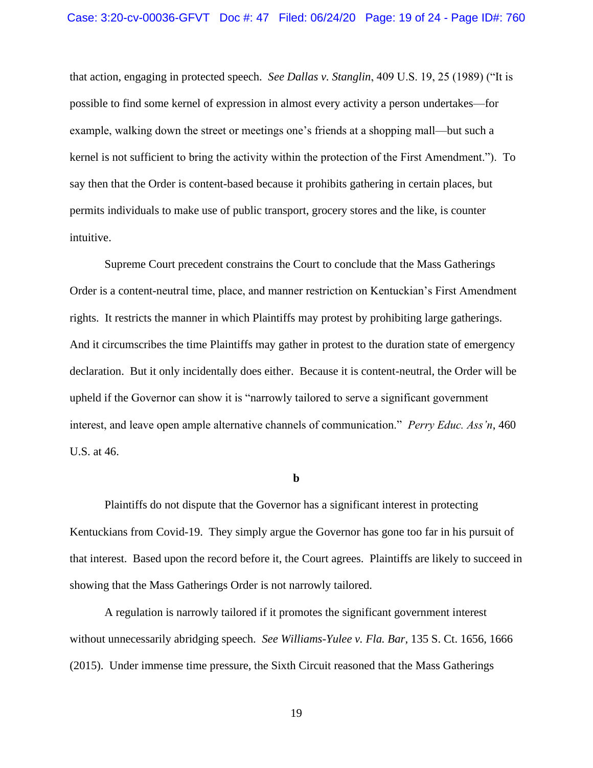that action, engaging in protected speech. *See Dallas v. Stanglin*, 409 U.S. 19, 25 (1989) ("It is possible to find some kernel of expression in almost every activity a person undertakes—for example, walking down the street or meetings one's friends at a shopping mall—but such a kernel is not sufficient to bring the activity within the protection of the First Amendment."). To say then that the Order is content-based because it prohibits gathering in certain places, but permits individuals to make use of public transport, grocery stores and the like, is counter intuitive.

Supreme Court precedent constrains the Court to conclude that the Mass Gatherings Order is a content-neutral time, place, and manner restriction on Kentuckian's First Amendment rights. It restricts the manner in which Plaintiffs may protest by prohibiting large gatherings. And it circumscribes the time Plaintiffs may gather in protest to the duration state of emergency declaration. But it only incidentally does either. Because it is content-neutral, the Order will be upheld if the Governor can show it is "narrowly tailored to serve a significant government interest, and leave open ample alternative channels of communication." *Perry Educ. Ass'n*, 460 U.S. at 46.

**b**

Plaintiffs do not dispute that the Governor has a significant interest in protecting Kentuckians from Covid-19. They simply argue the Governor has gone too far in his pursuit of that interest. Based upon the record before it, the Court agrees. Plaintiffs are likely to succeed in showing that the Mass Gatherings Order is not narrowly tailored.

A regulation is narrowly tailored if it promotes the significant government interest without unnecessarily abridging speech. *See Williams-Yulee v. Fla. Bar*, 135 S. Ct. 1656, 1666 (2015). Under immense time pressure, the Sixth Circuit reasoned that the Mass Gatherings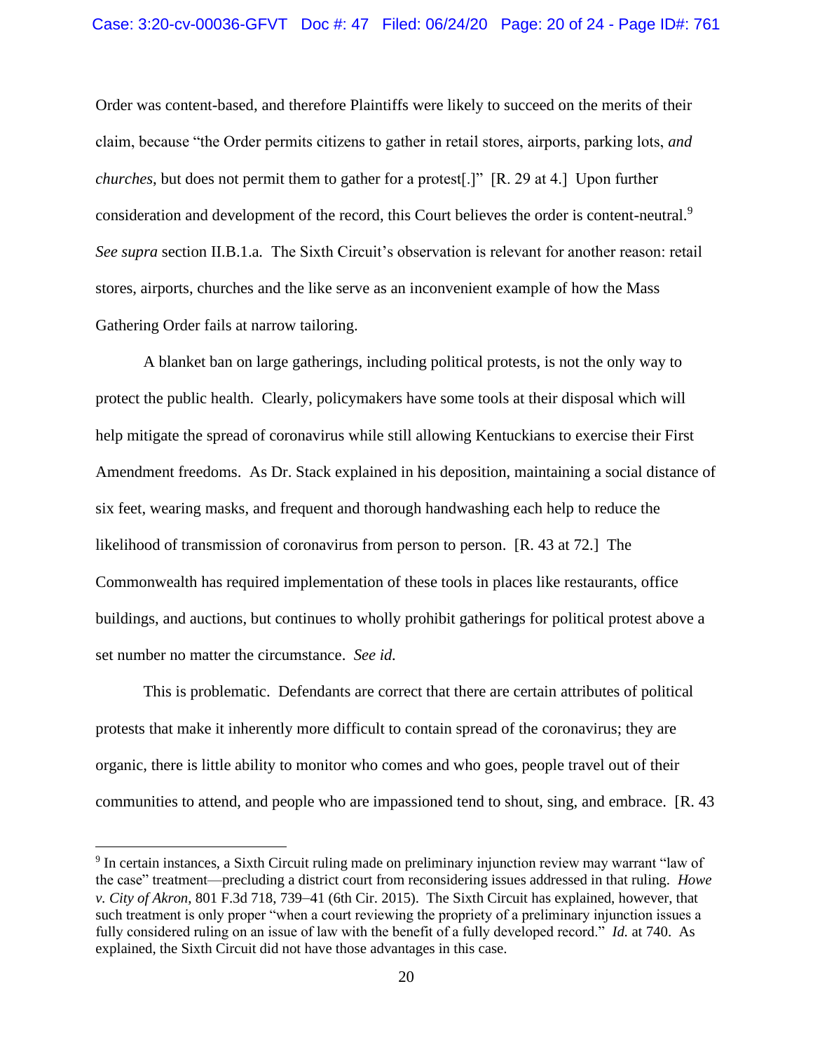Order was content-based, and therefore Plaintiffs were likely to succeed on the merits of their claim, because "the Order permits citizens to gather in retail stores, airports, parking lots, *and churches*, but does not permit them to gather for a protest[.]" [R. 29 at 4.] Upon further consideration and development of the record, this Court believes the order is content-neutral.[9] *See supra* section II.B.1.a. The Sixth Circuit's observation is relevant for another reason: retail stores, airports, churches and the like serve as an inconvenient example of how the Mass Gathering Order fails at narrow tailoring.

A blanket ban on large gatherings, including political protests, is not the only way to protect the public health. Clearly, policymakers have some tools at their disposal which will help mitigate the spread of coronavirus while still allowing Kentuckians to exercise their First Amendment freedoms. As Dr. Stack explained in his deposition, maintaining a social distance of six feet, wearing masks, and frequent and thorough handwashing each help to reduce the likelihood of transmission of coronavirus from person to person. [R. 43 at 72.] The Commonwealth has required implementation of these tools in places like restaurants, office buildings, and auctions, but continues to wholly prohibit gatherings for political protest above a set number no matter the circumstance. *See id.*

This is problematic. Defendants are correct that there are certain attributes of political protests that make it inherently more difficult to contain spread of the coronavirus; they are organic, there is little ability to monitor who comes and who goes, people travel out of their communities to attend, and people who are impassioned tend to shout, sing, and embrace. [R. 43

---

[9] In certain instances, a Sixth Circuit ruling made on preliminary injunction review may warrant "law of the case" treatment—precluding a district court from reconsidering issues addressed in that ruling. *Howe v. City of Akron*, 801 F.3d 718, 739–41 (6th Cir. 2015). The Sixth Circuit has explained, however, that such treatment is only proper "when a court reviewing the propriety of a preliminary injunction issues a fully considered ruling on an issue of law with the benefit of a fully developed record." *Id.* at 740. As explained, the Sixth Circuit did not have those advantages in this case.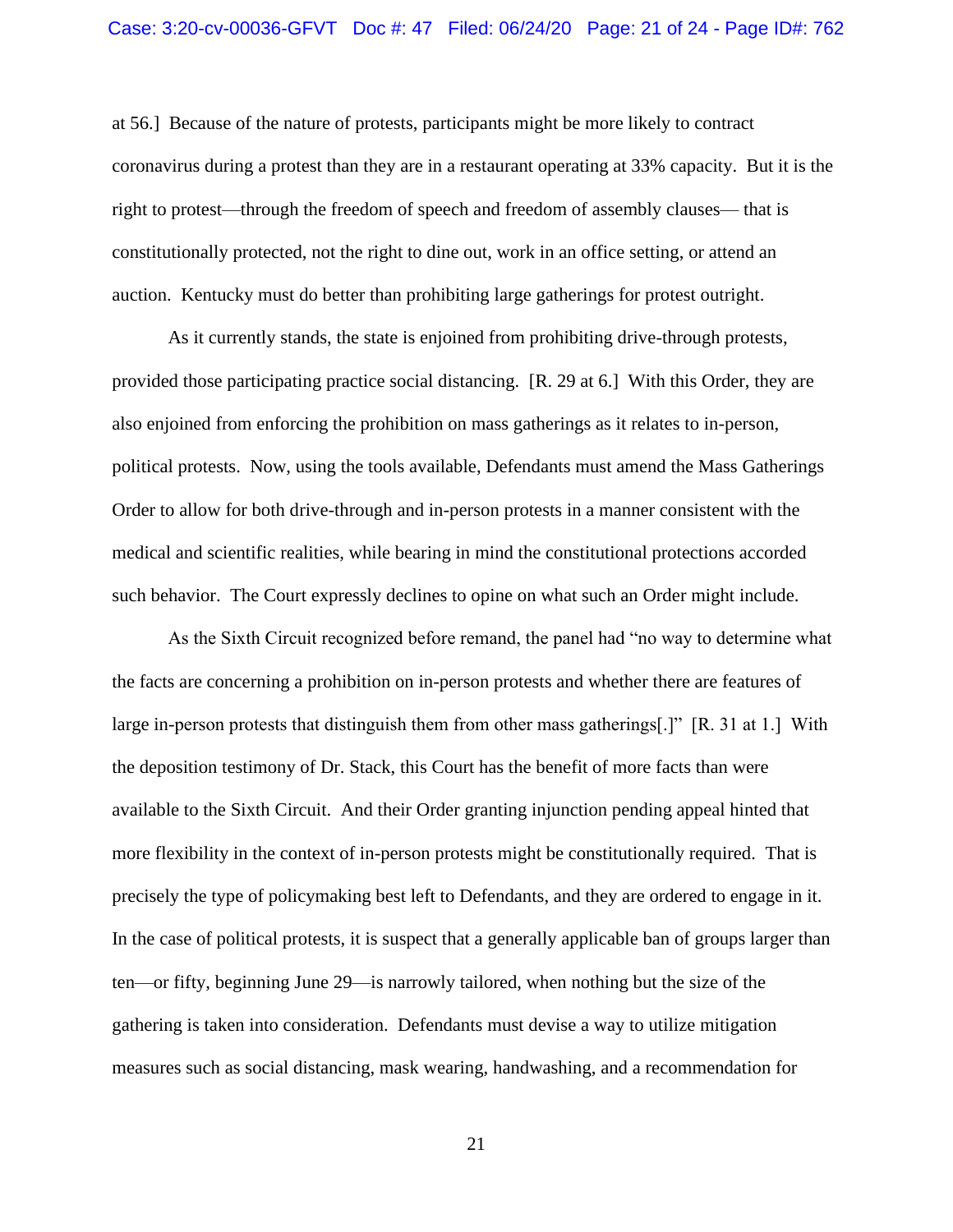at 56.] Because of the nature of protests, participants might be more likely to contract coronavirus during a protest than they are in a restaurant operating at 33% capacity. But it is the right to protest—through the freedom of speech and freedom of assembly clauses— that is constitutionally protected, not the right to dine out, work in an office setting, or attend an auction. Kentucky must do better than prohibiting large gatherings for protest outright.

As it currently stands, the state is enjoined from prohibiting drive-through protests, provided those participating practice social distancing. [R. 29 at 6.] With this Order, they are also enjoined from enforcing the prohibition on mass gatherings as it relates to in-person, political protests. Now, using the tools available, Defendants must amend the Mass Gatherings Order to allow for both drive-through and in-person protests in a manner consistent with the medical and scientific realities, while bearing in mind the constitutional protections accorded such behavior. The Court expressly declines to opine on what such an Order might include.

As the Sixth Circuit recognized before remand, the panel had "no way to determine what the facts are concerning a prohibition on in-person protests and whether there are features of large in-person protests that distinguish them from other mass gatherings[.]" [R. 31 at 1.] With the deposition testimony of Dr. Stack, this Court has the benefit of more facts than were available to the Sixth Circuit. And their Order granting injunction pending appeal hinted that more flexibility in the context of in-person protests might be constitutionally required. That is precisely the type of policymaking best left to Defendants, and they are ordered to engage in it. In the case of political protests, it is suspect that a generally applicable ban of groups larger than ten—or fifty, beginning June 29—is narrowly tailored, when nothing but the size of the gathering is taken into consideration. Defendants must devise a way to utilize mitigation measures such as social distancing, mask wearing, handwashing, and a recommendation for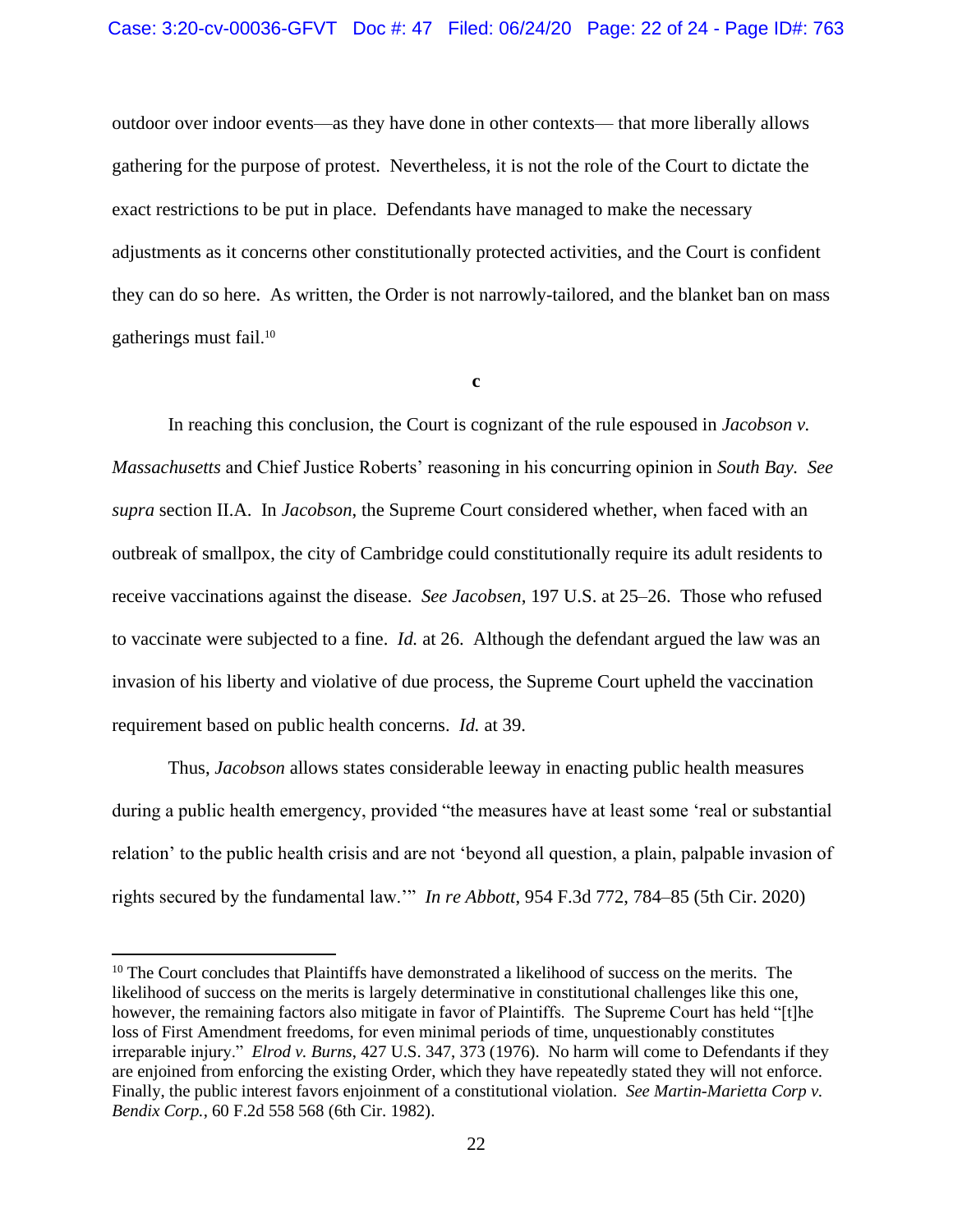outdoor over indoor events—as they have done in other contexts— that more liberally allows gathering for the purpose of protest. Nevertheless, it is not the role of the Court to dictate the exact restrictions to be put in place. Defendants have managed to make the necessary adjustments as it concerns other constitutionally protected activities, and the Court is confident they can do so here. As written, the Order is not narrowly-tailored, and the blanket ban on mass gatherings must fail.[10]

**c**

In reaching this conclusion, the Court is cognizant of the rule espoused in *Jacobson v. Massachusetts* and Chief Justice Roberts' reasoning in his concurring opinion in *South Bay*. *See supra* section II.A. In *Jacobson*, the Supreme Court considered whether, when faced with an outbreak of smallpox, the city of Cambridge could constitutionally require its adult residents to receive vaccinations against the disease. *See Jacobsen*, 197 U.S. at 25–26. Those who refused to vaccinate were subjected to a fine. *Id.* at 26. Although the defendant argued the law was an invasion of his liberty and violative of due process, the Supreme Court upheld the vaccination requirement based on public health concerns. *Id.* at 39.

Thus, *Jacobson* allows states considerable leeway in enacting public health measures during a public health emergency, provided "the measures have at least some 'real or substantial relation' to the public health crisis and are not 'beyond all question, a plain, palpable invasion of rights secured by the fundamental law.'" *In re Abbott*, 954 F.3d 772, 784–85 (5th Cir. 2020)

---

[10] The Court concludes that Plaintiffs have demonstrated a likelihood of success on the merits. The likelihood of success on the merits is largely determinative in constitutional challenges like this one, however, the remaining factors also mitigate in favor of Plaintiffs. The Supreme Court has held "[t]he loss of First Amendment freedoms, for even minimal periods of time, unquestionably constitutes irreparable injury." *Elrod v. Burns*, 427 U.S. 347, 373 (1976). No harm will come to Defendants if they are enjoined from enforcing the existing Order, which they have repeatedly stated they will not enforce. Finally, the public interest favors enjoinment of a constitutional violation. *See Martin-Marietta Corp v. Bendix Corp.*, 60 F.2d 558 568 (6th Cir. 1982).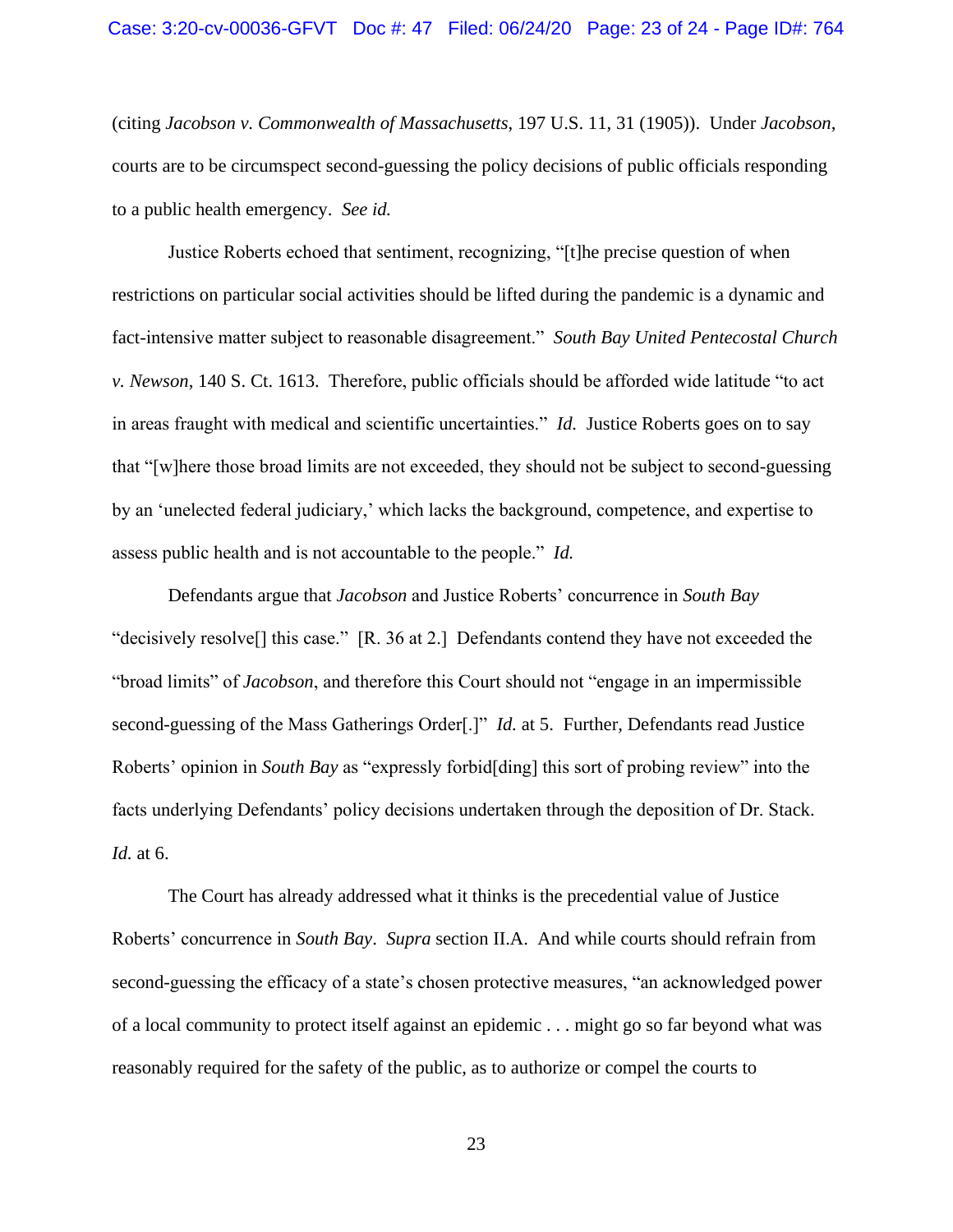(citing *Jacobson v. Commonwealth of Massachusetts*, 197 U.S. 11, 31 (1905)). Under *Jacobson*, courts are to be circumspect second-guessing the policy decisions of public officials responding to a public health emergency. *See id.*

Justice Roberts echoed that sentiment, recognizing, "[t]he precise question of when restrictions on particular social activities should be lifted during the pandemic is a dynamic and fact-intensive matter subject to reasonable disagreement." *South Bay United Pentecostal Church v. Newson*, 140 S. Ct. 1613. Therefore, public officials should be afforded wide latitude "to act in areas fraught with medical and scientific uncertainties." *Id.* Justice Roberts goes on to say that "[w]here those broad limits are not exceeded, they should not be subject to second-guessing by an 'unelected federal judiciary,' which lacks the background, competence, and expertise to assess public health and is not accountable to the people." *Id.*

Defendants argue that *Jacobson* and Justice Roberts' concurrence in *South Bay* "decisively resolve[] this case." [R. 36 at 2.] Defendants contend they have not exceeded the "broad limits" of *Jacobson*, and therefore this Court should not "engage in an impermissible second-guessing of the Mass Gatherings Order[.]" *Id.* at 5. Further, Defendants read Justice Roberts' opinion in *South Bay* as "expressly forbid[ding] this sort of probing review" into the facts underlying Defendants' policy decisions undertaken through the deposition of Dr. Stack. *Id.* at 6.

The Court has already addressed what it thinks is the precedential value of Justice Roberts' concurrence in *South Bay*. *Supra* section II.A. And while courts should refrain from second-guessing the efficacy of a state's chosen protective measures, "an acknowledged power of a local community to protect itself against an epidemic . . . might go so far beyond what was reasonably required for the safety of the public, as to authorize or compel the courts to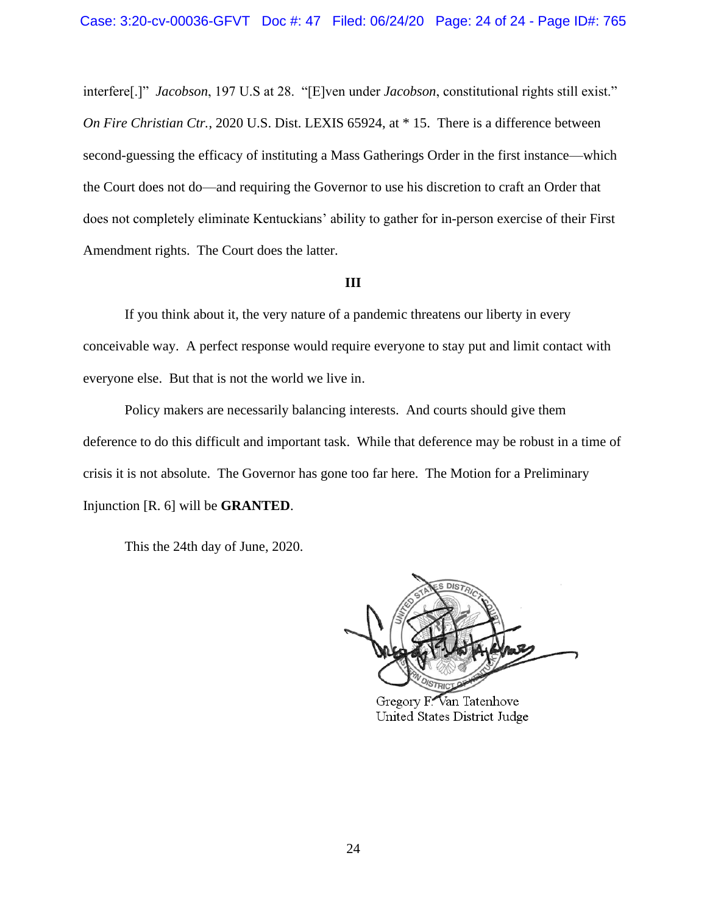interfere[.]" *Jacobson*, 197 U.S at 28. "[E]ven under *Jacobson*, constitutional rights still exist." *On Fire Christian Ctr.*, 2020 U.S. Dist. LEXIS 65924, at * 15. There is a difference between second-guessing the efficacy of instituting a Mass Gatherings Order in the first instance—which the Court does not do—and requiring the Governor to use his discretion to craft an Order that does not completely eliminate Kentuckians' ability to gather for in-person exercise of their First Amendment rights. The Court does the latter.

**III**

If you think about it, the very nature of a pandemic threatens our liberty in every conceivable way. A perfect response would require everyone to stay put and limit contact with everyone else. But that is not the world we live in.

Policy makers are necessarily balancing interests. And courts should give them deference to do this difficult and important task. While that deference may be robust in a time of crisis it is not absolute. The Governor has gone too far here. The Motion for a Preliminary Injunction [R. 6] will be **GRANTED**.

This the 24th day of June, 2020.

Gregory F. Van Tatenhove
United States District Judge